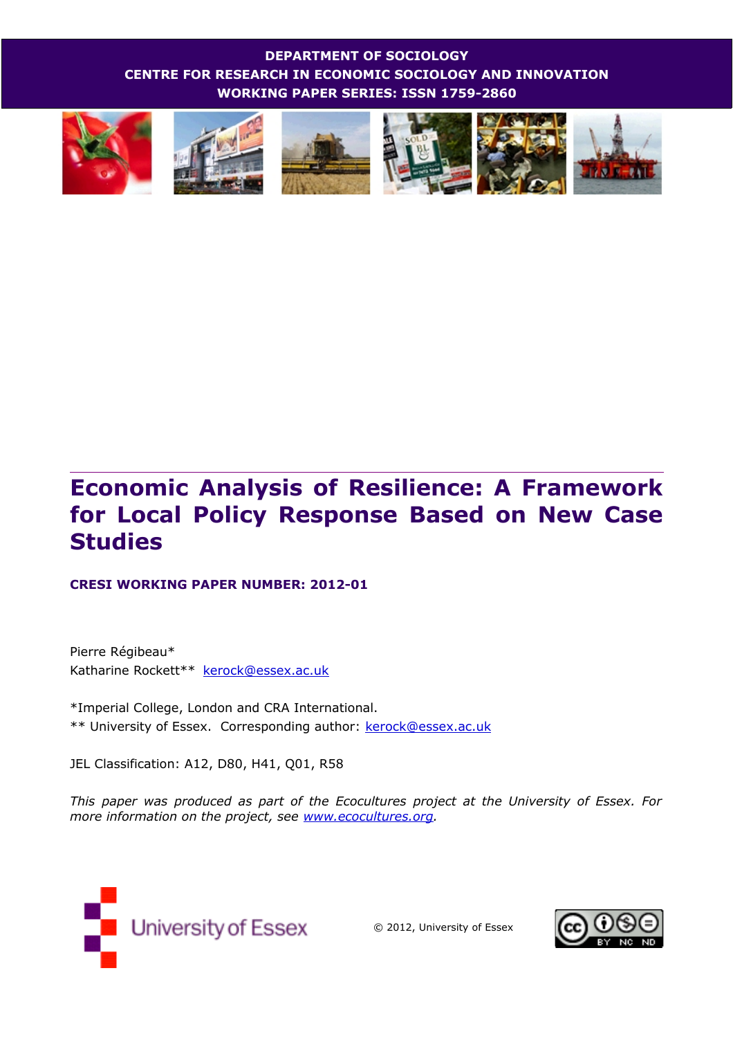**DEPARTMENT OF SOCIOLOGY**
**CENTRE FOR RESEARCH IN ECONOMIC SOCIOLOGY AND INNOVATION**
**WORKING PAPER SERIES: ISSN 1759-2860**

# Economic Analysis of Resilience: A Framework for Local Policy Response Based on New Case Studies

**CRESI WORKING PAPER NUMBER: 2012-01**

Pierre Régibeau*
Katharine Rockett** kerock@essex.ac.uk

*Imperial College, London and CRA International.
** University of Essex. Corresponding author: kerock@essex.ac.uk

JEL Classification: A12, D80, H41, Q01, R58

*This paper was produced as part of the Ecocultures project at the University of Essex. For more information on the project, see www.ecocultures.org.*

University of Essex

© 2012, University of Essex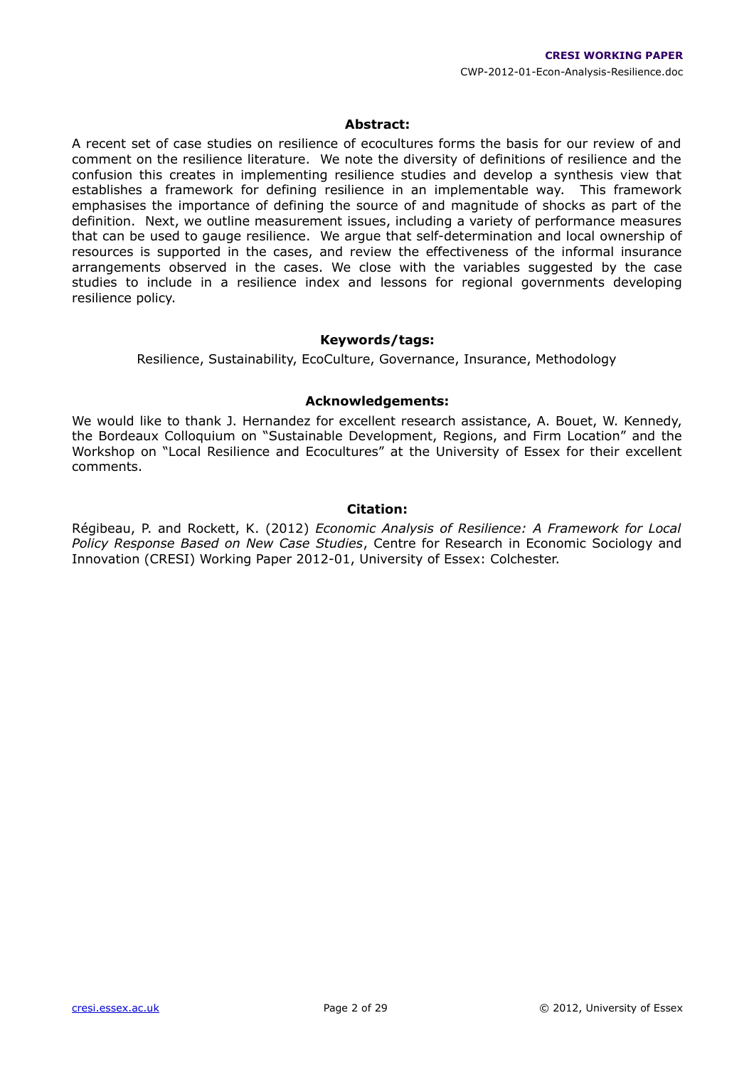## Abstract:

A recent set of case studies on resilience of ecocultures forms the basis for our review of and comment on the resilience literature. We note the diversity of definitions of resilience and the confusion this creates in implementing resilience studies and develop a synthesis view that establishes a framework for defining resilience in an implementable way. This framework emphasises the importance of defining the source of and magnitude of shocks as part of the definition. Next, we outline measurement issues, including a variety of performance measures that can be used to gauge resilience. We argue that self-determination and local ownership of resources is supported in the cases, and review the effectiveness of the informal insurance arrangements observed in the cases. We close with the variables suggested by the case studies to include in a resilience index and lessons for regional governments developing resilience policy.

## Keywords/tags:

Resilience, Sustainability, EcoCulture, Governance, Insurance, Methodology

## Acknowledgements:

We would like to thank J. Hernandez for excellent research assistance, A. Bouet, W. Kennedy, the Bordeaux Colloquium on "Sustainable Development, Regions, and Firm Location" and the Workshop on "Local Resilience and Ecocultures" at the University of Essex for their excellent comments.

## Citation:

Régibeau, P. and Rockett, K. (2012) *Economic Analysis of Resilience: A Framework for Local Policy Response Based on New Case Studies*, Centre for Research in Economic Sociology and Innovation (CRESI) Working Paper 2012-01, University of Essex: Colchester.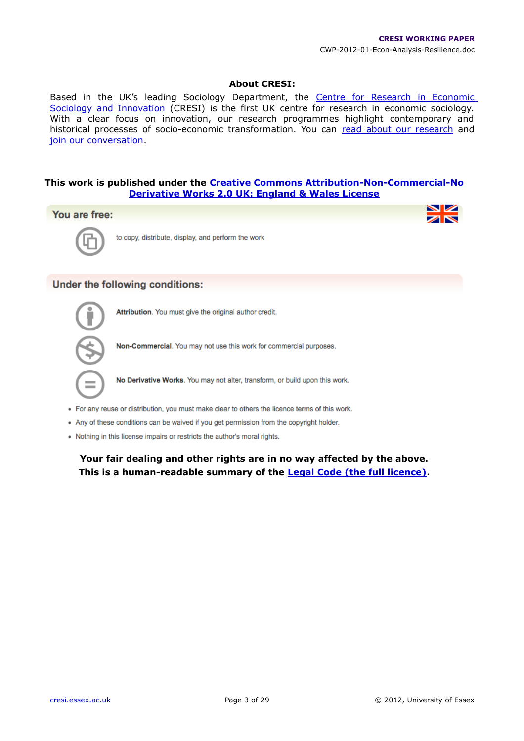## About CRESI:

Based in the UK's leading Sociology Department, the Centre for Research in Economic Sociology and Innovation (CRESI) is the first UK centre for research in economic sociology. With a clear focus on innovation, our research programmes highlight contemporary and historical processes of socio-economic transformation. You can read about our research and join our conversation.

**This work is published under the Creative Commons Attribution-Non-Commercial-No Derivative Works 2.0 UK: England & Wales License**

### You are free:

to copy, distribute, display, and perform the work

### Under the following conditions:

**Attribution**. You must give the original author credit.

**Non-Commercial**. You may not use this work for commercial purposes.

**No Derivative Works**. You may not alter, transform, or build upon this work.

- For any reuse or distribution, you must make clear to others the licence terms of this work.
- Any of these conditions can be waived if you get permission from the copyright holder.
- Nothing in this license impairs or restricts the author's moral rights.

**Your fair dealing and other rights are in no way affected by the above.**
**This is a human-readable summary of the Legal Code (the full licence).**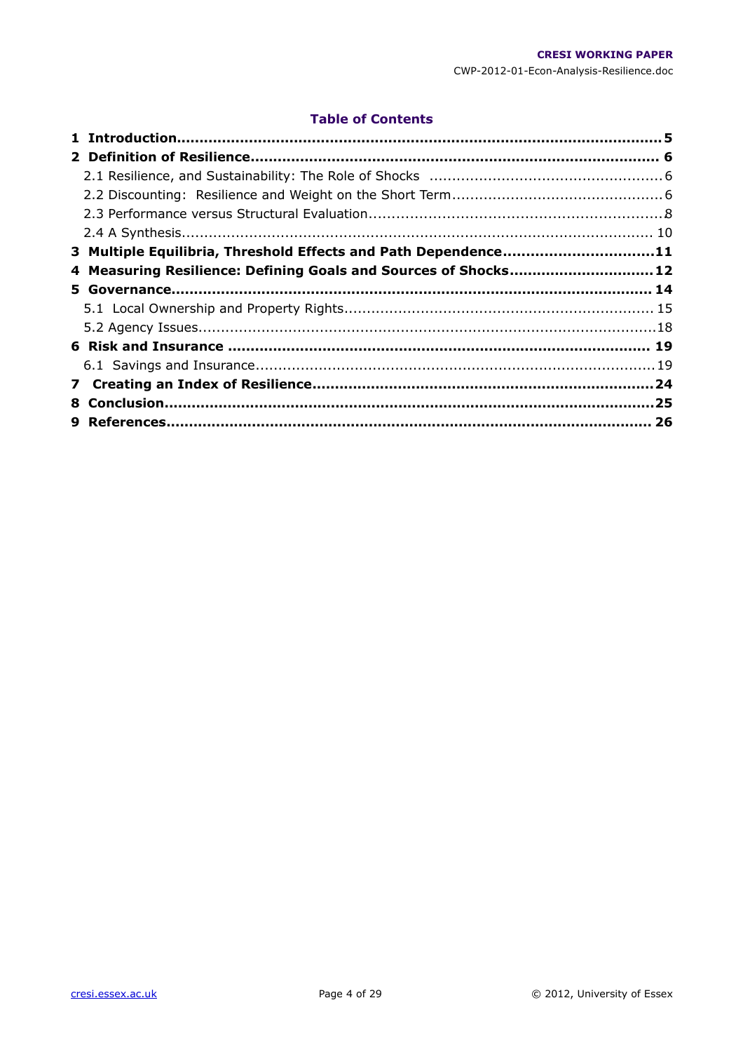## Table of Contents

**1 Introduction** ..... **5**

**2 Definition of Resilience** ..... **6**

- 2.1 Resilience, and Sustainability: The Role of Shocks ..... 6
- 2.2 Discounting: Resilience and Weight on the Short Term ..... 6
- 2.3 Performance versus Structural Evaluation ..... 8
- 2.4 A Synthesis ..... 10

**3 Multiple Equilibria, Threshold Effects and Path Dependence** ..... **11**

**4 Measuring Resilience: Defining Goals and Sources of Shocks** ..... **12**

**5 Governance** ..... **14**

- 5.1 Local Ownership and Property Rights ..... 15
- 5.2 Agency Issues ..... 18

**6 Risk and Insurance** ..... **19**

- 6.1 Savings and Insurance ..... 19

**7 Creating an Index of Resilience** ..... **24**

**8 Conclusion** ..... **25**

**9 References** ..... **26**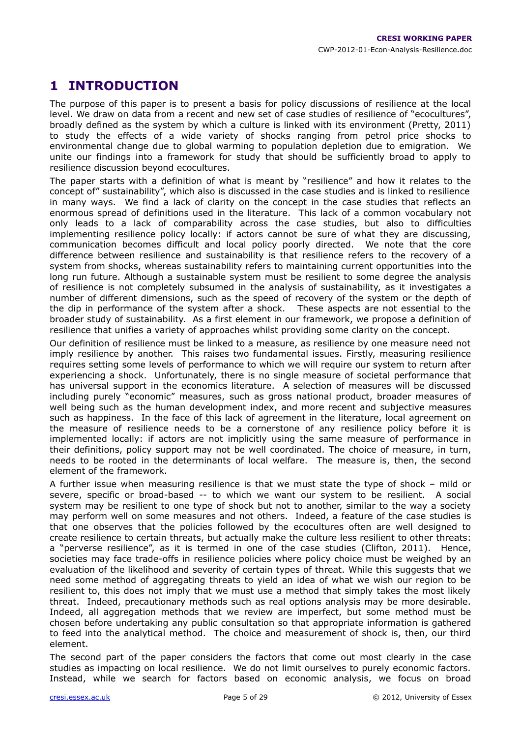# 1 INTRODUCTION

The purpose of this paper is to present a basis for policy discussions of resilience at the local level. We draw on data from a recent and new set of case studies of resilience of "ecocultures", broadly defined as the system by which a culture is linked with its environment (Pretty, 2011) to study the effects of a wide variety of shocks ranging from petrol price shocks to environmental change due to global warming to population depletion due to emigration. We unite our findings into a framework for study that should be sufficiently broad to apply to resilience discussion beyond ecocultures.

The paper starts with a definition of what is meant by "resilience" and how it relates to the concept of" sustainability", which also is discussed in the case studies and is linked to resilience in many ways. We find a lack of clarity on the concept in the case studies that reflects an enormous spread of definitions used in the literature. This lack of a common vocabulary not only leads to a lack of comparability across the case studies, but also to difficulties implementing resilience policy locally: if actors cannot be sure of what they are discussing, communication becomes difficult and local policy poorly directed. We note that the core difference between resilience and sustainability is that resilience refers to the recovery of a system from shocks, whereas sustainability refers to maintaining current opportunities into the long run future. Although a sustainable system must be resilient to some degree the analysis of resilience is not completely subsumed in the analysis of sustainability, as it investigates a number of different dimensions, such as the speed of recovery of the system or the depth of the dip in performance of the system after a shock. These aspects are not essential to the broader study of sustainability. As a first element in our framework, we propose a definition of resilience that unifies a variety of approaches whilst providing some clarity on the concept.

Our definition of resilience must be linked to a measure, as resilience by one measure need not imply resilience by another. This raises two fundamental issues. Firstly, measuring resilience requires setting some levels of performance to which we will require our system to return after experiencing a shock. Unfortunately, there is no single measure of societal performance that has universal support in the economics literature. A selection of measures will be discussed including purely "economic" measures, such as gross national product, broader measures of well being such as the human development index, and more recent and subjective measures such as happiness. In the face of this lack of agreement in the literature, local agreement on the measure of resilience needs to be a cornerstone of any resilience policy before it is implemented locally: if actors are not implicitly using the same measure of performance in their definitions, policy support may not be well coordinated. The choice of measure, in turn, needs to be rooted in the determinants of local welfare. The measure is, then, the second element of the framework.

A further issue when measuring resilience is that we must state the type of shock – mild or severe, specific or broad-based -- to which we want our system to be resilient. A social system may be resilient to one type of shock but not to another, similar to the way a society may perform well on some measures and not others. Indeed, a feature of the case studies is that one observes that the policies followed by the ecocultures often are well designed to create resilience to certain threats, but actually make the culture less resilient to other threats: a "perverse resilience", as it is termed in one of the case studies (Clifton, 2011). Hence, societies may face trade-offs in resilience policies where policy choice must be weighed by an evaluation of the likelihood and severity of certain types of threat. While this suggests that we need some method of aggregating threats to yield an idea of what we wish our region to be resilient to, this does not imply that we must use a method that simply takes the most likely threat. Indeed, precautionary methods such as real options analysis may be more desirable. Indeed, all aggregation methods that we review are imperfect, but some method must be chosen before undertaking any public consultation so that appropriate information is gathered to feed into the analytical method. The choice and measurement of shock is, then, our third element.

The second part of the paper considers the factors that come out most clearly in the case studies as impacting on local resilience. We do not limit ourselves to purely economic factors. Instead, while we search for factors based on economic analysis, we focus on broad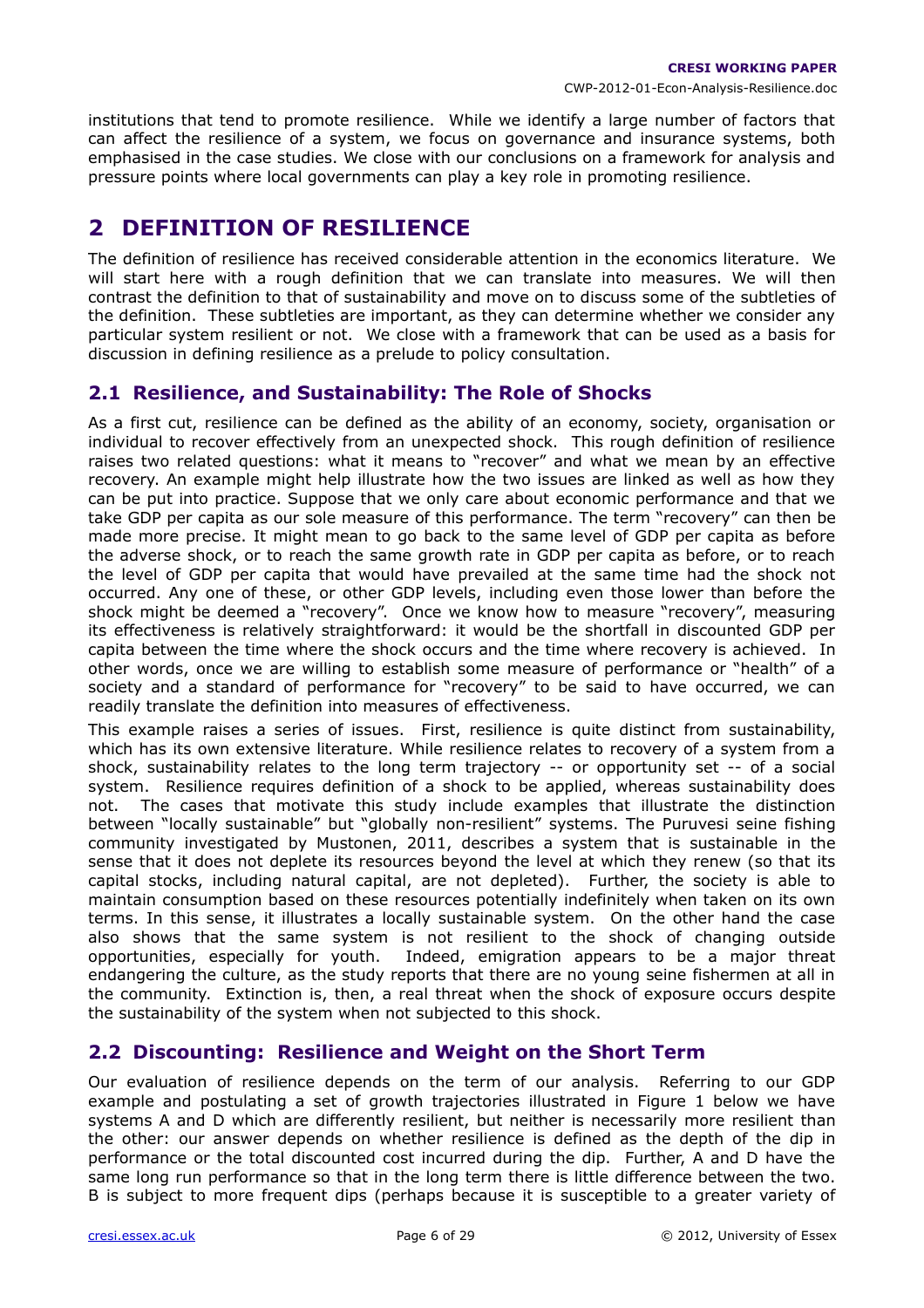institutions that tend to promote resilience. While we identify a large number of factors that can affect the resilience of a system, we focus on governance and insurance systems, both emphasised in the case studies. We close with our conclusions on a framework for analysis and pressure points where local governments can play a key role in promoting resilience.

# 2 DEFINITION OF RESILIENCE

The definition of resilience has received considerable attention in the economics literature. We will start here with a rough definition that we can translate into measures. We will then contrast the definition to that of sustainability and move on to discuss some of the subtleties of the definition. These subtleties are important, as they can determine whether we consider any particular system resilient or not. We close with a framework that can be used as a basis for discussion in defining resilience as a prelude to policy consultation.

## 2.1 Resilience, and Sustainability: The Role of Shocks

As a first cut, resilience can be defined as the ability of an economy, society, organisation or individual to recover effectively from an unexpected shock. This rough definition of resilience raises two related questions: what it means to "recover" and what we mean by an effective recovery. An example might help illustrate how the two issues are linked as well as how they can be put into practice. Suppose that we only care about economic performance and that we take GDP per capita as our sole measure of this performance. The term "recovery" can then be made more precise. It might mean to go back to the same level of GDP per capita as before the adverse shock, or to reach the same growth rate in GDP per capita as before, or to reach the level of GDP per capita that would have prevailed at the same time had the shock not occurred. Any one of these, or other GDP levels, including even those lower than before the shock might be deemed a "recovery". Once we know how to measure "recovery", measuring its effectiveness is relatively straightforward: it would be the shortfall in discounted GDP per capita between the time where the shock occurs and the time where recovery is achieved. In other words, once we are willing to establish some measure of performance or "health" of a society and a standard of performance for "recovery" to be said to have occurred, we can readily translate the definition into measures of effectiveness.

This example raises a series of issues. First, resilience is quite distinct from sustainability, which has its own extensive literature. While resilience relates to recovery of a system from a shock, sustainability relates to the long term trajectory -- or opportunity set -- of a social system. Resilience requires definition of a shock to be applied, whereas sustainability does not. The cases that motivate this study include examples that illustrate the distinction between "locally sustainable" but "globally non-resilient" systems. The Puruvesi seine fishing community investigated by Mustonen, 2011, describes a system that is sustainable in the sense that it does not deplete its resources beyond the level at which they renew (so that its capital stocks, including natural capital, are not depleted). Further, the society is able to maintain consumption based on these resources potentially indefinitely when taken on its own terms. In this sense, it illustrates a locally sustainable system. On the other hand the case also shows that the same system is not resilient to the shock of changing outside opportunities, especially for youth. Indeed, emigration appears to be a major threat endangering the culture, as the study reports that there are no young seine fishermen at all in the community. Extinction is, then, a real threat when the shock of exposure occurs despite the sustainability of the system when not subjected to this shock.

## 2.2 Discounting: Resilience and Weight on the Short Term

Our evaluation of resilience depends on the term of our analysis. Referring to our GDP example and postulating a set of growth trajectories illustrated in Figure 1 below we have systems A and D which are differently resilient, but neither is necessarily more resilient than the other: our answer depends on whether resilience is defined as the depth of the dip in performance or the total discounted cost incurred during the dip. Further, A and D have the same long run performance so that in the long term there is little difference between the two. B is subject to more frequent dips (perhaps because it is susceptible to a greater variety of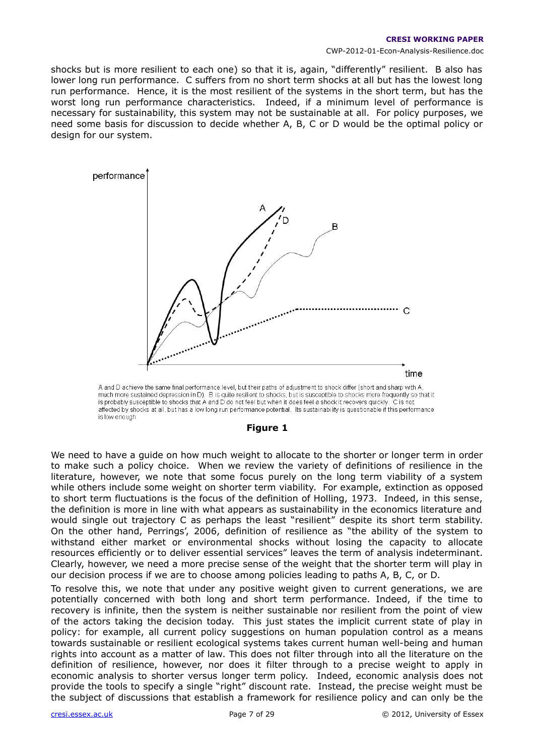shocks but is more resilient to each one) so that it is, again, "differently" resilient. B also has lower long run performance. C suffers from no short term shocks at all but has the lowest long run performance. Hence, it is the most resilient of the systems in the short term, but has the worst long run performance characteristics. Indeed, if a minimum level of performance is necessary for sustainability, this system may not be sustainable at all. For policy purposes, we need some basis for discussion to decide whether A, B, C or D would be the optimal policy or design for our system.

A and D achieve the same final performance level, but their paths of adjustment to shock differ (short and sharp with A, much more sustained depression in D). B is quite resilient to shocks, but is susceptible to shocks more frequently so that it is probably susceptible to shocks that A and D do not feel but when it does feel a shock it recovers quickly. C is not affected by shocks at all, but has a low long run performance potential. Its sustainability is questionable if this performance is low enough.

**Figure 1**

We need to have a guide on how much weight to allocate to the shorter or longer term in order to make such a policy choice. When we review the variety of definitions of resilience in the literature, however, we note that some focus purely on the long term viability of a system while others include some weight on shorter term viability. For example, extinction as opposed to short term fluctuations is the focus of the definition of Holling, 1973. Indeed, in this sense, the definition is more in line with what appears as sustainability in the economics literature and would single out trajectory C as perhaps the least "resilient" despite its short term stability. On the other hand, Perrings', 2006, definition of resilience as "the ability of the system to withstand either market or environmental shocks without losing the capacity to allocate resources efficiently or to deliver essential services" leaves the term of analysis indeterminant. Clearly, however, we need a more precise sense of the weight that the shorter term will play in our decision process if we are to choose among policies leading to paths A, B, C, or D.

To resolve this, we note that under any positive weight given to current generations, we are potentially concerned with both long and short term performance. Indeed, if the time to recovery is infinite, then the system is neither sustainable nor resilient from the point of view of the actors taking the decision today. This just states the implicit current state of play in policy: for example, all current policy suggestions on human population control as a means towards sustainable or resilient ecological systems takes current human well-being and human rights into account as a matter of law. This does not filter through into all the literature on the definition of resilience, however, nor does it filter through to a precise weight to apply in economic analysis to shorter versus longer term policy. Indeed, economic analysis does not provide the tools to specify a single "right" discount rate. Instead, the precise weight must be the subject of discussions that establish a framework for resilience policy and can only be the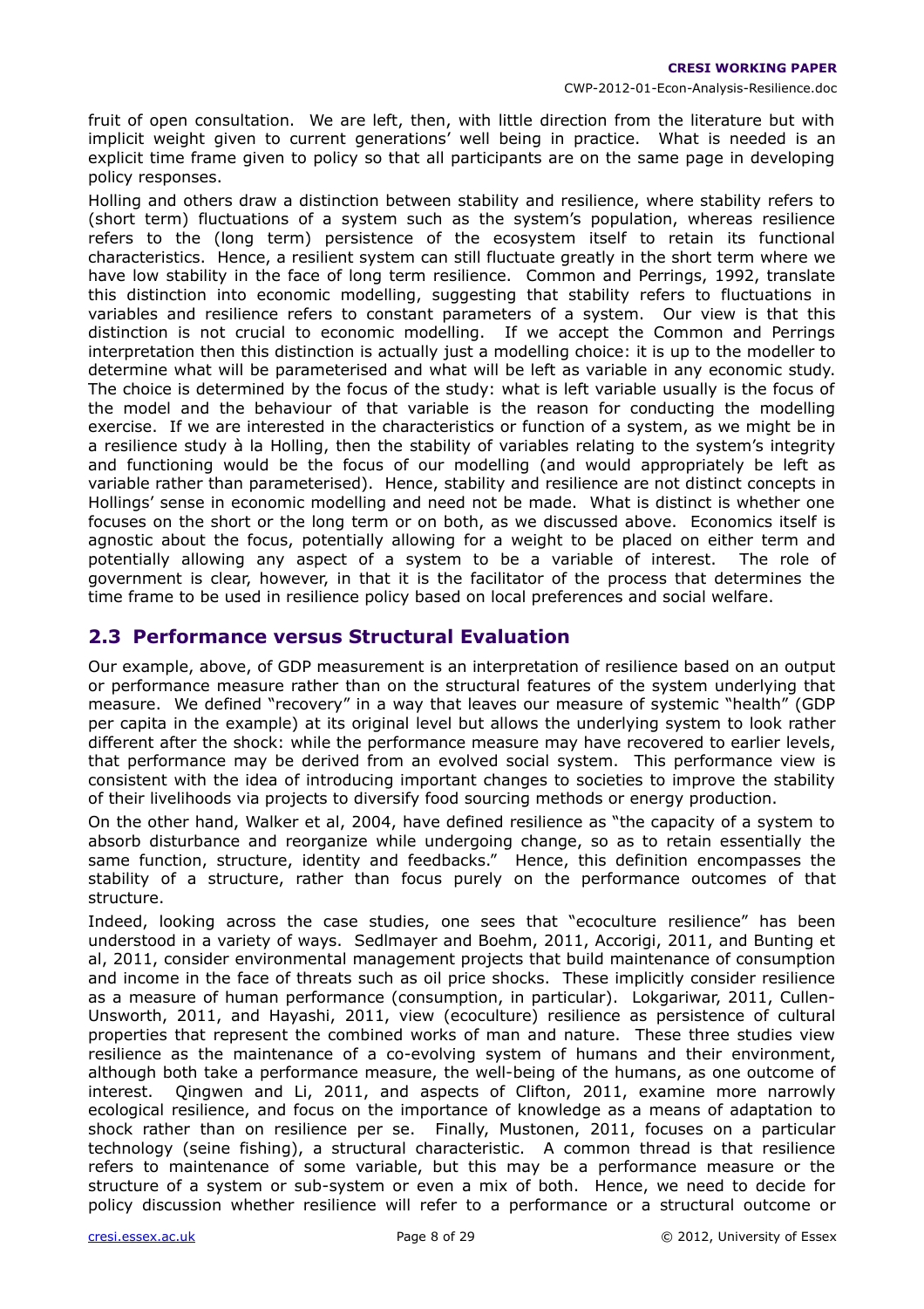fruit of open consultation. We are left, then, with little direction from the literature but with implicit weight given to current generations' well being in practice. What is needed is an explicit time frame given to policy so that all participants are on the same page in developing policy responses.

Holling and others draw a distinction between stability and resilience, where stability refers to (short term) fluctuations of a system such as the system's population, whereas resilience refers to the (long term) persistence of the ecosystem itself to retain its functional characteristics. Hence, a resilient system can still fluctuate greatly in the short term where we have low stability in the face of long term resilience. Common and Perrings, 1992, translate this distinction into economic modelling, suggesting that stability refers to fluctuations in variables and resilience refers to constant parameters of a system. Our view is that this distinction is not crucial to economic modelling. If we accept the Common and Perrings interpretation then this distinction is actually just a modelling choice: it is up to the modeller to determine what will be parameterised and what will be left as variable in any economic study. The choice is determined by the focus of the study: what is left variable usually is the focus of the model and the behaviour of that variable is the reason for conducting the modelling exercise. If we are interested in the characteristics or function of a system, as we might be in a resilience study à la Holling, then the stability of variables relating to the system's integrity and functioning would be the focus of our modelling (and would appropriately be left as variable rather than parameterised). Hence, stability and resilience are not distinct concepts in Hollings' sense in economic modelling and need not be made. What is distinct is whether one focuses on the short or the long term or on both, as we discussed above. Economics itself is agnostic about the focus, potentially allowing for a weight to be placed on either term and potentially allowing any aspect of a system to be a variable of interest. The role of government is clear, however, in that it is the facilitator of the process that determines the time frame to be used in resilience policy based on local preferences and social welfare.

## 2.3 Performance versus Structural Evaluation

Our example, above, of GDP measurement is an interpretation of resilience based on an output or performance measure rather than on the structural features of the system underlying that measure. We defined "recovery" in a way that leaves our measure of systemic "health" (GDP per capita in the example) at its original level but allows the underlying system to look rather different after the shock: while the performance measure may have recovered to earlier levels, that performance may be derived from an evolved social system. This performance view is consistent with the idea of introducing important changes to societies to improve the stability of their livelihoods via projects to diversify food sourcing methods or energy production.

On the other hand, Walker et al, 2004, have defined resilience as "the capacity of a system to absorb disturbance and reorganize while undergoing change, so as to retain essentially the same function, structure, identity and feedbacks." Hence, this definition encompasses the stability of a structure, rather than focus purely on the performance outcomes of that structure.

Indeed, looking across the case studies, one sees that "ecoculture resilience" has been understood in a variety of ways. Sedlmayer and Boehm, 2011, Accorigi, 2011, and Bunting et al, 2011, consider environmental management projects that build maintenance of consumption and income in the face of threats such as oil price shocks. These implicitly consider resilience as a measure of human performance (consumption, in particular). Lokgariwar, 2011, Cullen-Unsworth, 2011, and Hayashi, 2011, view (ecoculture) resilience as persistence of cultural properties that represent the combined works of man and nature. These three studies view resilience as the maintenance of a co-evolving system of humans and their environment, although both take a performance measure, the well-being of the humans, as one outcome of interest. Qingwen and Li, 2011, and aspects of Clifton, 2011, examine more narrowly ecological resilience, and focus on the importance of knowledge as a means of adaptation to shock rather than on resilience per se. Finally, Mustonen, 2011, focuses on a particular technology (seine fishing), a structural characteristic. A common thread is that resilience refers to maintenance of some variable, but this may be a performance measure or the structure of a system or sub-system or even a mix of both. Hence, we need to decide for policy discussion whether resilience will refer to a performance or a structural outcome or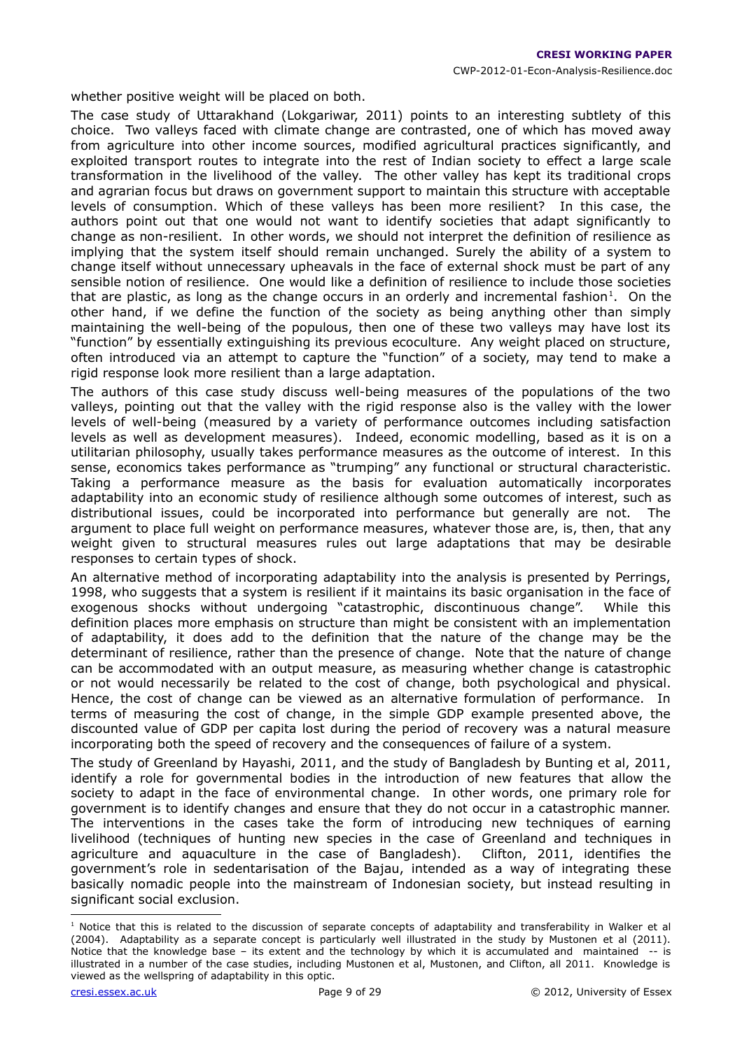whether positive weight will be placed on both.

The case study of Uttarakhand (Lokgariwar, 2011) points to an interesting subtlety of this choice. Two valleys faced with climate change are contrasted, one of which has moved away from agriculture into other income sources, modified agricultural practices significantly, and exploited transport routes to integrate into the rest of Indian society to effect a large scale transformation in the livelihood of the valley. The other valley has kept its traditional crops and agrarian focus but draws on government support to maintain this structure with acceptable levels of consumption. Which of these valleys has been more resilient? In this case, the authors point out that one would not want to identify societies that adapt significantly to change as non-resilient. In other words, we should not interpret the definition of resilience as implying that the system itself should remain unchanged. Surely the ability of a system to change itself without unnecessary upheavals in the face of external shock must be part of any sensible notion of resilience. One would like a definition of resilience to include those societies that are plastic, as long as the change occurs in an orderly and incremental fashion[1]. On the other hand, if we define the function of the society as being anything other than simply maintaining the well-being of the populous, then one of these two valleys may have lost its "function" by essentially extinguishing its previous ecoculture. Any weight placed on structure, often introduced via an attempt to capture the "function" of a society, may tend to make a rigid response look more resilient than a large adaptation.

The authors of this case study discuss well-being measures of the populations of the two valleys, pointing out that the valley with the rigid response also is the valley with the lower levels of well-being (measured by a variety of performance outcomes including satisfaction levels as well as development measures). Indeed, economic modelling, based as it is on a utilitarian philosophy, usually takes performance measures as the outcome of interest. In this sense, economics takes performance as "trumping" any functional or structural characteristic. Taking a performance measure as the basis for evaluation automatically incorporates adaptability into an economic study of resilience although some outcomes of interest, such as distributional issues, could be incorporated into performance but generally are not. The argument to place full weight on performance measures, whatever those are, is, then, that any weight given to structural measures rules out large adaptations that may be desirable responses to certain types of shock.

An alternative method of incorporating adaptability into the analysis is presented by Perrings, 1998, who suggests that a system is resilient if it maintains its basic organisation in the face of exogenous shocks without undergoing "catastrophic, discontinuous change". While this definition places more emphasis on structure than might be consistent with an implementation of adaptability, it does add to the definition that the nature of the change may be the determinant of resilience, rather than the presence of change. Note that the nature of change can be accommodated with an output measure, as measuring whether change is catastrophic or not would necessarily be related to the cost of change, both psychological and physical. Hence, the cost of change can be viewed as an alternative formulation of performance. In terms of measuring the cost of change, in the simple GDP example presented above, the discounted value of GDP per capita lost during the period of recovery was a natural measure incorporating both the speed of recovery and the consequences of failure of a system.

The study of Greenland by Hayashi, 2011, and the study of Bangladesh by Bunting et al, 2011, identify a role for governmental bodies in the introduction of new features that allow the society to adapt in the face of environmental change. In other words, one primary role for government is to identify changes and ensure that they do not occur in a catastrophic manner. The interventions in the cases take the form of introducing new techniques of earning livelihood (techniques of hunting new species in the case of Greenland and techniques in agriculture and aquaculture in the case of Bangladesh). Clifton, 2011, identifies the government's role in sedentarisation of the Bajau, intended as a way of integrating these basically nomadic people into the mainstream of Indonesian society, but instead resulting in significant social exclusion.

[1] Notice that this is related to the discussion of separate concepts of adaptability and transferability in Walker et al (2004). Adaptability as a separate concept is particularly well illustrated in the study by Mustonen et al (2011). Notice that the knowledge base – its extent and the technology by which it is accumulated and maintained -- is illustrated in a number of the case studies, including Mustonen et al, Mustonen, and Clifton, all 2011. Knowledge is viewed as the wellspring of adaptability in this optic.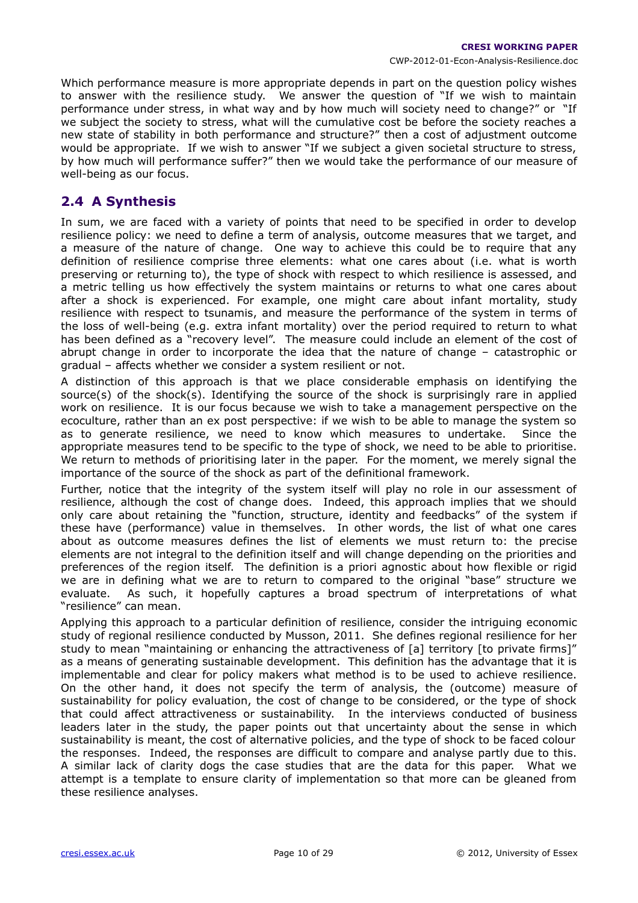Which performance measure is more appropriate depends in part on the question policy wishes to answer with the resilience study. We answer the question of "If we wish to maintain performance under stress, in what way and by how much will society need to change?" or "If we subject the society to stress, what will the cumulative cost be before the society reaches a new state of stability in both performance and structure?" then a cost of adjustment outcome would be appropriate. If we wish to answer "If we subject a given societal structure to stress, by how much will performance suffer?" then we would take the performance of our measure of well-being as our focus.

## 2.4 A Synthesis

In sum, we are faced with a variety of points that need to be specified in order to develop resilience policy: we need to define a term of analysis, outcome measures that we target, and a measure of the nature of change. One way to achieve this could be to require that any definition of resilience comprise three elements: what one cares about (i.e. what is worth preserving or returning to), the type of shock with respect to which resilience is assessed, and a metric telling us how effectively the system maintains or returns to what one cares about after a shock is experienced. For example, one might care about infant mortality, study resilience with respect to tsunamis, and measure the performance of the system in terms of the loss of well-being (e.g. extra infant mortality) over the period required to return to what has been defined as a "recovery level". The measure could include an element of the cost of abrupt change in order to incorporate the idea that the nature of change – catastrophic or gradual – affects whether we consider a system resilient or not.

A distinction of this approach is that we place considerable emphasis on identifying the source(s) of the shock(s). Identifying the source of the shock is surprisingly rare in applied work on resilience. It is our focus because we wish to take a management perspective on the ecoculture, rather than an ex post perspective: if we wish to be able to manage the system so as to generate resilience, we need to know which measures to undertake. Since the appropriate measures tend to be specific to the type of shock, we need to be able to prioritise. We return to methods of prioritising later in the paper. For the moment, we merely signal the importance of the source of the shock as part of the definitional framework.

Further, notice that the integrity of the system itself will play no role in our assessment of resilience, although the cost of change does. Indeed, this approach implies that we should only care about retaining the "function, structure, identity and feedbacks" of the system if these have (performance) value in themselves. In other words, the list of what one cares about as outcome measures defines the list of elements we must return to: the precise elements are not integral to the definition itself and will change depending on the priorities and preferences of the region itself. The definition is a priori agnostic about how flexible or rigid we are in defining what we are to return to compared to the original "base" structure we evaluate. As such, it hopefully captures a broad spectrum of interpretations of what "resilience" can mean.

Applying this approach to a particular definition of resilience, consider the intriguing economic study of regional resilience conducted by Musson, 2011. She defines regional resilience for her study to mean "maintaining or enhancing the attractiveness of [a] territory [to private firms]" as a means of generating sustainable development. This definition has the advantage that it is implementable and clear for policy makers what method is to be used to achieve resilience. On the other hand, it does not specify the term of analysis, the (outcome) measure of sustainability for policy evaluation, the cost of change to be considered, or the type of shock that could affect attractiveness or sustainability. In the interviews conducted of business leaders later in the study, the paper points out that uncertainty about the sense in which sustainability is meant, the cost of alternative policies, and the type of shock to be faced colour the responses. Indeed, the responses are difficult to compare and analyse partly due to this. A similar lack of clarity dogs the case studies that are the data for this paper. What we attempt is a template to ensure clarity of implementation so that more can be gleaned from these resilience analyses.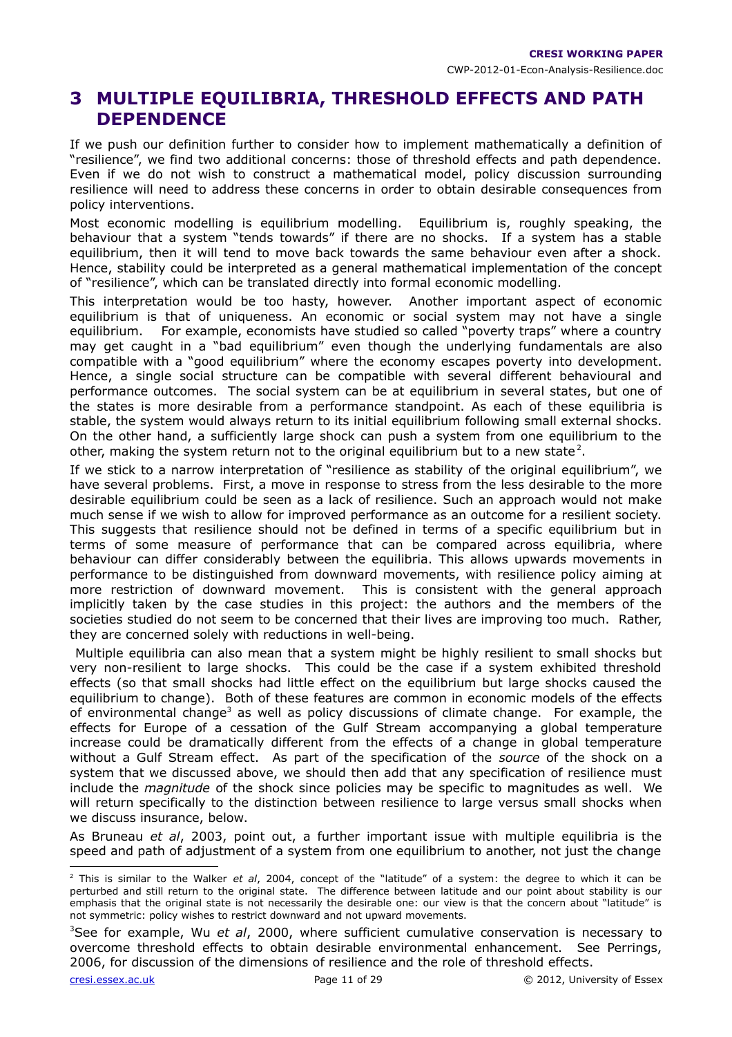# 3 MULTIPLE EQUILIBRIA, THRESHOLD EFFECTS AND PATH DEPENDENCE

If we push our definition further to consider how to implement mathematically a definition of "resilience", we find two additional concerns: those of threshold effects and path dependence. Even if we do not wish to construct a mathematical model, policy discussion surrounding resilience will need to address these concerns in order to obtain desirable consequences from policy interventions.

Most economic modelling is equilibrium modelling. Equilibrium is, roughly speaking, the behaviour that a system "tends towards" if there are no shocks. If a system has a stable equilibrium, then it will tend to move back towards the same behaviour even after a shock. Hence, stability could be interpreted as a general mathematical implementation of the concept of "resilience", which can be translated directly into formal economic modelling.

This interpretation would be too hasty, however. Another important aspect of economic equilibrium is that of uniqueness. An economic or social system may not have a single equilibrium. For example, economists have studied so called "poverty traps" where a country may get caught in a "bad equilibrium" even though the underlying fundamentals are also compatible with a "good equilibrium" where the economy escapes poverty into development. Hence, a single social structure can be compatible with several different behavioural and performance outcomes. The social system can be at equilibrium in several states, but one of the states is more desirable from a performance standpoint. As each of these equilibria is stable, the system would always return to its initial equilibrium following small external shocks. On the other hand, a sufficiently large shock can push a system from one equilibrium to the other, making the system return not to the original equilibrium but to a new state[2].

If we stick to a narrow interpretation of "resilience as stability of the original equilibrium", we have several problems. First, a move in response to stress from the less desirable to the more desirable equilibrium could be seen as a lack of resilience. Such an approach would not make much sense if we wish to allow for improved performance as an outcome for a resilient society. This suggests that resilience should not be defined in terms of a specific equilibrium but in terms of some measure of performance that can be compared across equilibria, where behaviour can differ considerably between the equilibria. This allows upwards movements in performance to be distinguished from downward movements, with resilience policy aiming at more restriction of downward movement. This is consistent with the general approach implicitly taken by the case studies in this project: the authors and the members of the societies studied do not seem to be concerned that their lives are improving too much. Rather, they are concerned solely with reductions in well-being.

Multiple equilibria can also mean that a system might be highly resilient to small shocks but very non-resilient to large shocks. This could be the case if a system exhibited threshold effects (so that small shocks had little effect on the equilibrium but large shocks caused the equilibrium to change). Both of these features are common in economic models of the effects of environmental change[3] as well as policy discussions of climate change. For example, the effects for Europe of a cessation of the Gulf Stream accompanying a global temperature increase could be dramatically different from the effects of a change in global temperature without a Gulf Stream effect. As part of the specification of the *source* of the shock on a system that we discussed above, we should then add that any specification of resilience must include the *magnitude* of the shock since policies may be specific to magnitudes as well. We will return specifically to the distinction between resilience to large versus small shocks when we discuss insurance, below.

As Bruneau *et al*, 2003, point out, a further important issue with multiple equilibria is the speed and path of adjustment of a system from one equilibrium to another, not just the change

---

[2] This is similar to the Walker *et al*, 2004, concept of the "latitude" of a system: the degree to which it can be perturbed and still return to the original state. The difference between latitude and our point about stability is our emphasis that the original state is not necessarily the desirable one: our view is that the concern about "latitude" is not symmetric: policy wishes to restrict downward and not upward movements.

[3] See for example, Wu *et al*, 2000, where sufficient cumulative conservation is necessary to overcome threshold effects to obtain desirable environmental enhancement. See Perrings, 2006, for discussion of the dimensions of resilience and the role of threshold effects.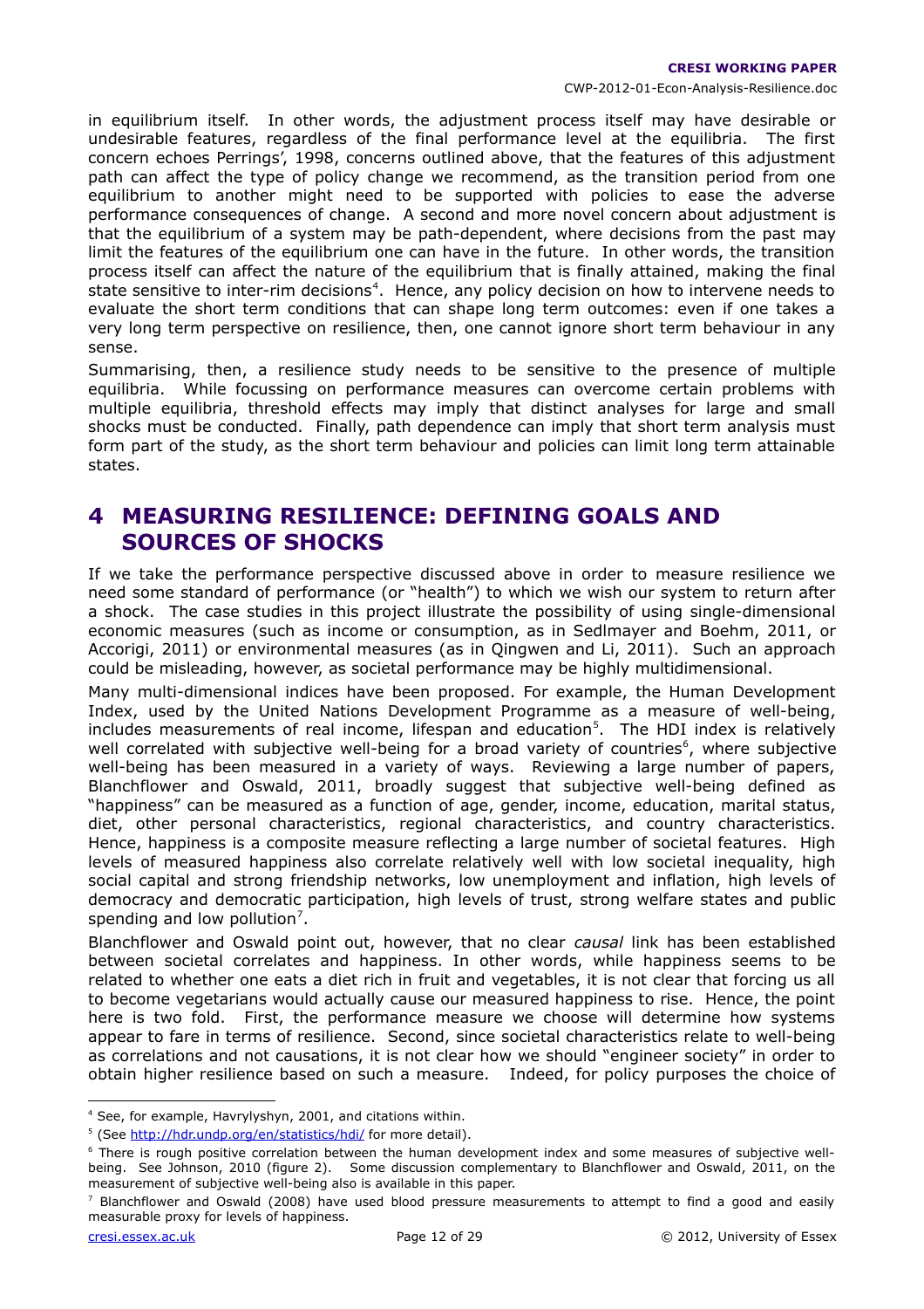in equilibrium itself. In other words, the adjustment process itself may have desirable or undesirable features, regardless of the final performance level at the equilibria. The first concern echoes Perrings', 1998, concerns outlined above, that the features of this adjustment path can affect the type of policy change we recommend, as the transition period from one equilibrium to another might need to be supported with policies to ease the adverse performance consequences of change. A second and more novel concern about adjustment is that the equilibrium of a system may be path-dependent, where decisions from the past may limit the features of the equilibrium one can have in the future. In other words, the transition process itself can affect the nature of the equilibrium that is finally attained, making the final state sensitive to inter-rim decisions[4]. Hence, any policy decision on how to intervene needs to evaluate the short term conditions that can shape long term outcomes: even if one takes a very long term perspective on resilience, then, one cannot ignore short term behaviour in any sense.

Summarising, then, a resilience study needs to be sensitive to the presence of multiple equilibria. While focussing on performance measures can overcome certain problems with multiple equilibria, threshold effects may imply that distinct analyses for large and small shocks must be conducted. Finally, path dependence can imply that short term analysis must form part of the study, as the short term behaviour and policies can limit long term attainable states.

# 4 MEASURING RESILIENCE: DEFINING GOALS AND SOURCES OF SHOCKS

If we take the performance perspective discussed above in order to measure resilience we need some standard of performance (or "health") to which we wish our system to return after a shock. The case studies in this project illustrate the possibility of using single-dimensional economic measures (such as income or consumption, as in Sedlmayer and Boehm, 2011, or Accorigi, 2011) or environmental measures (as in Qingwen and Li, 2011). Such an approach could be misleading, however, as societal performance may be highly multidimensional.

Many multi-dimensional indices have been proposed. For example, the Human Development Index, used by the United Nations Development Programme as a measure of well-being, includes measurements of real income, lifespan and education[5]. The HDI index is relatively well correlated with subjective well-being for a broad variety of countries[6], where subjective well-being has been measured in a variety of ways. Reviewing a large number of papers, Blanchflower and Oswald, 2011, broadly suggest that subjective well-being defined as "happiness" can be measured as a function of age, gender, income, education, marital status, diet, other personal characteristics, regional characteristics, and country characteristics. Hence, happiness is a composite measure reflecting a large number of societal features. High levels of measured happiness also correlate relatively well with low societal inequality, high social capital and strong friendship networks, low unemployment and inflation, high levels of democracy and democratic participation, high levels of trust, strong welfare states and public spending and low pollution[7].

Blanchflower and Oswald point out, however, that no clear *causal* link has been established between societal correlates and happiness. In other words, while happiness seems to be related to whether one eats a diet rich in fruit and vegetables, it is not clear that forcing us all to become vegetarians would actually cause our measured happiness to rise. Hence, the point here is two fold. First, the performance measure we choose will determine how systems appear to fare in terms of resilience. Second, since societal characteristics relate to well-being as correlations and not causations, it is not clear how we should "engineer society" in order to obtain higher resilience based on such a measure. Indeed, for policy purposes the choice of

---

[4] See, for example, Havrylyshyn, 2001, and citations within.

[5] (See http://hdr.undp.org/en/statistics/hdi/ for more detail).

[6] There is rough positive correlation between the human development index and some measures of subjective well-being. See Johnson, 2010 (figure 2). Some discussion complementary to Blanchflower and Oswald, 2011, on the measurement of subjective well-being also is available in this paper.

[7] Blanchflower and Oswald (2008) have used blood pressure measurements to attempt to find a good and easily measurable proxy for levels of happiness.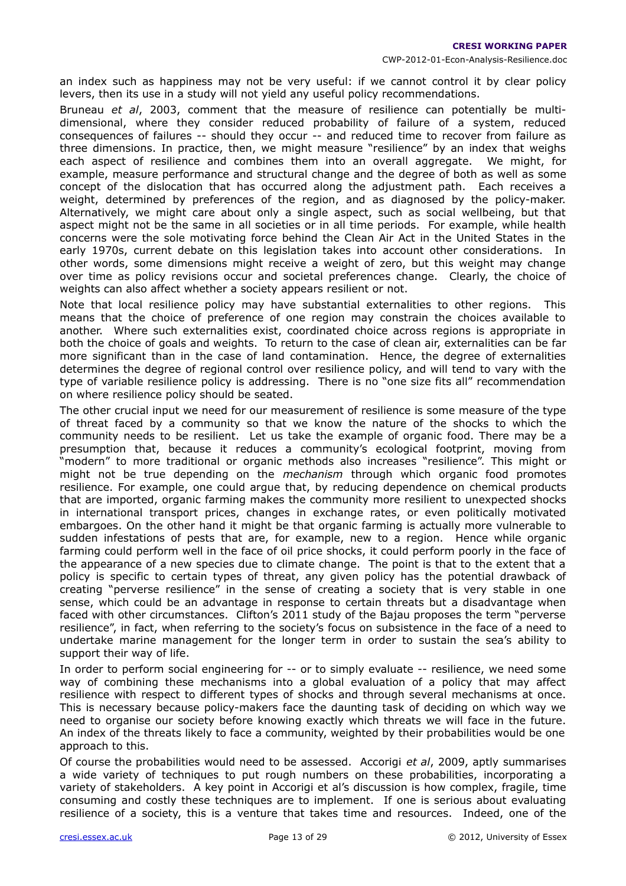an index such as happiness may not be very useful: if we cannot control it by clear policy levers, then its use in a study will not yield any useful policy recommendations.

Bruneau *et al*, 2003, comment that the measure of resilience can potentially be multi-dimensional, where they consider reduced probability of failure of a system, reduced consequences of failures -- should they occur -- and reduced time to recover from failure as three dimensions. In practice, then, we might measure "resilience" by an index that weighs each aspect of resilience and combines them into an overall aggregate. We might, for example, measure performance and structural change and the degree of both as well as some concept of the dislocation that has occurred along the adjustment path. Each receives a weight, determined by preferences of the region, and as diagnosed by the policy-maker. Alternatively, we might care about only a single aspect, such as social wellbeing, but that aspect might not be the same in all societies or in all time periods. For example, while health concerns were the sole motivating force behind the Clean Air Act in the United States in the early 1970s, current debate on this legislation takes into account other considerations. In other words, some dimensions might receive a weight of zero, but this weight may change over time as policy revisions occur and societal preferences change. Clearly, the choice of weights can also affect whether a society appears resilient or not.

Note that local resilience policy may have substantial externalities to other regions. This means that the choice of preference of one region may constrain the choices available to another. Where such externalities exist, coordinated choice across regions is appropriate in both the choice of goals and weights. To return to the case of clean air, externalities can be far more significant than in the case of land contamination. Hence, the degree of externalities determines the degree of regional control over resilience policy, and will tend to vary with the type of variable resilience policy is addressing. There is no "one size fits all" recommendation on where resilience policy should be seated.

The other crucial input we need for our measurement of resilience is some measure of the type of threat faced by a community so that we know the nature of the shocks to which the community needs to be resilient. Let us take the example of organic food. There may be a presumption that, because it reduces a community's ecological footprint, moving from "modern" to more traditional or organic methods also increases "resilience". This might or might not be true depending on the *mechanism* through which organic food promotes resilience. For example, one could argue that, by reducing dependence on chemical products that are imported, organic farming makes the community more resilient to unexpected shocks in international transport prices, changes in exchange rates, or even politically motivated embargoes. On the other hand it might be that organic farming is actually more vulnerable to sudden infestations of pests that are, for example, new to a region. Hence while organic farming could perform well in the face of oil price shocks, it could perform poorly in the face of the appearance of a new species due to climate change. The point is that to the extent that a policy is specific to certain types of threat, any given policy has the potential drawback of creating "perverse resilience" in the sense of creating a society that is very stable in one sense, which could be an advantage in response to certain threats but a disadvantage when faced with other circumstances. Clifton's 2011 study of the Bajau proposes the term "perverse resilience", in fact, when referring to the society's focus on subsistence in the face of a need to undertake marine management for the longer term in order to sustain the sea's ability to support their way of life.

In order to perform social engineering for -- or to simply evaluate -- resilience, we need some way of combining these mechanisms into a global evaluation of a policy that may affect resilience with respect to different types of shocks and through several mechanisms at once. This is necessary because policy-makers face the daunting task of deciding on which way we need to organise our society before knowing exactly which threats we will face in the future. An index of the threats likely to face a community, weighted by their probabilities would be one approach to this.

Of course the probabilities would need to be assessed. Accorigi *et al*, 2009, aptly summarises a wide variety of techniques to put rough numbers on these probabilities, incorporating a variety of stakeholders. A key point in Accorigi et al's discussion is how complex, fragile, time consuming and costly these techniques are to implement. If one is serious about evaluating resilience of a society, this is a venture that takes time and resources. Indeed, one of the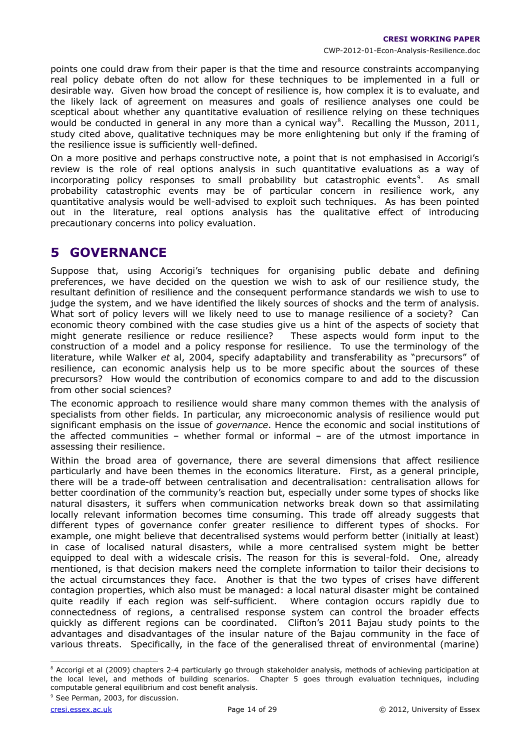points one could draw from their paper is that the time and resource constraints accompanying real policy debate often do not allow for these techniques to be implemented in a full or desirable way. Given how broad the concept of resilience is, how complex it is to evaluate, and the likely lack of agreement on measures and goals of resilience analyses one could be sceptical about whether any quantitative evaluation of resilience relying on these techniques would be conducted in general in any more than a cynical way[8]. Recalling the Musson, 2011, study cited above, qualitative techniques may be more enlightening but only if the framing of the resilience issue is sufficiently well-defined.

On a more positive and perhaps constructive note, a point that is not emphasised in Accorigi's review is the role of real options analysis in such quantitative evaluations as a way of incorporating policy responses to small probability but catastrophic events[9]. As small probability catastrophic events may be of particular concern in resilience work, any quantitative analysis would be well-advised to exploit such techniques. As has been pointed out in the literature, real options analysis has the qualitative effect of introducing precautionary concerns into policy evaluation.

# 5 GOVERNANCE

Suppose that, using Accorigi's techniques for organising public debate and defining preferences, we have decided on the question we wish to ask of our resilience study, the resultant definition of resilience and the consequent performance standards we wish to use to judge the system, and we have identified the likely sources of shocks and the term of analysis. What sort of policy levers will we likely need to use to manage resilience of a society? Can economic theory combined with the case studies give us a hint of the aspects of society that might generate resilience or reduce resilience? These aspects would form input to the construction of a model and a policy response for resilience. To use the terminology of the literature, while Walker *et* al, 2004, specify adaptability and transferability as "precursors" of resilience, can economic analysis help us to be more specific about the sources of these precursors? How would the contribution of economics compare to and add to the discussion from other social sciences?

The economic approach to resilience would share many common themes with the analysis of specialists from other fields. In particular, any microeconomic analysis of resilience would put significant emphasis on the issue of *governance*. Hence the economic and social institutions of the affected communities – whether formal or informal – are of the utmost importance in assessing their resilience.

Within the broad area of governance, there are several dimensions that affect resilience particularly and have been themes in the economics literature. First, as a general principle, there will be a trade-off between centralisation and decentralisation: centralisation allows for better coordination of the community's reaction but, especially under some types of shocks like natural disasters, it suffers when communication networks break down so that assimilating locally relevant information becomes time consuming. This trade off already suggests that different types of governance confer greater resilience to different types of shocks. For example, one might believe that decentralised systems would perform better (initially at least) in case of localised natural disasters, while a more centralised system might be better equipped to deal with a widescale crisis. The reason for this is several-fold. One, already mentioned, is that decision makers need the complete information to tailor their decisions to the actual circumstances they face. Another is that the two types of crises have different contagion properties, which also must be managed: a local natural disaster might be contained quite readily if each region was self-sufficient. Where contagion occurs rapidly due to connectedness of regions, a centralised response system can control the broader effects quickly as different regions can be coordinated. Clifton's 2011 Bajau study points to the advantages and disadvantages of the insular nature of the Bajau community in the face of various threats. Specifically, in the face of the generalised threat of environmental (marine)

[8] Accorigi et al (2009) chapters 2-4 particularly go through stakeholder analysis, methods of achieving participation at the local level, and methods of building scenarios. Chapter 5 goes through evaluation techniques, including computable general equilibrium and cost benefit analysis.

[9] See Perman, 2003, for discussion.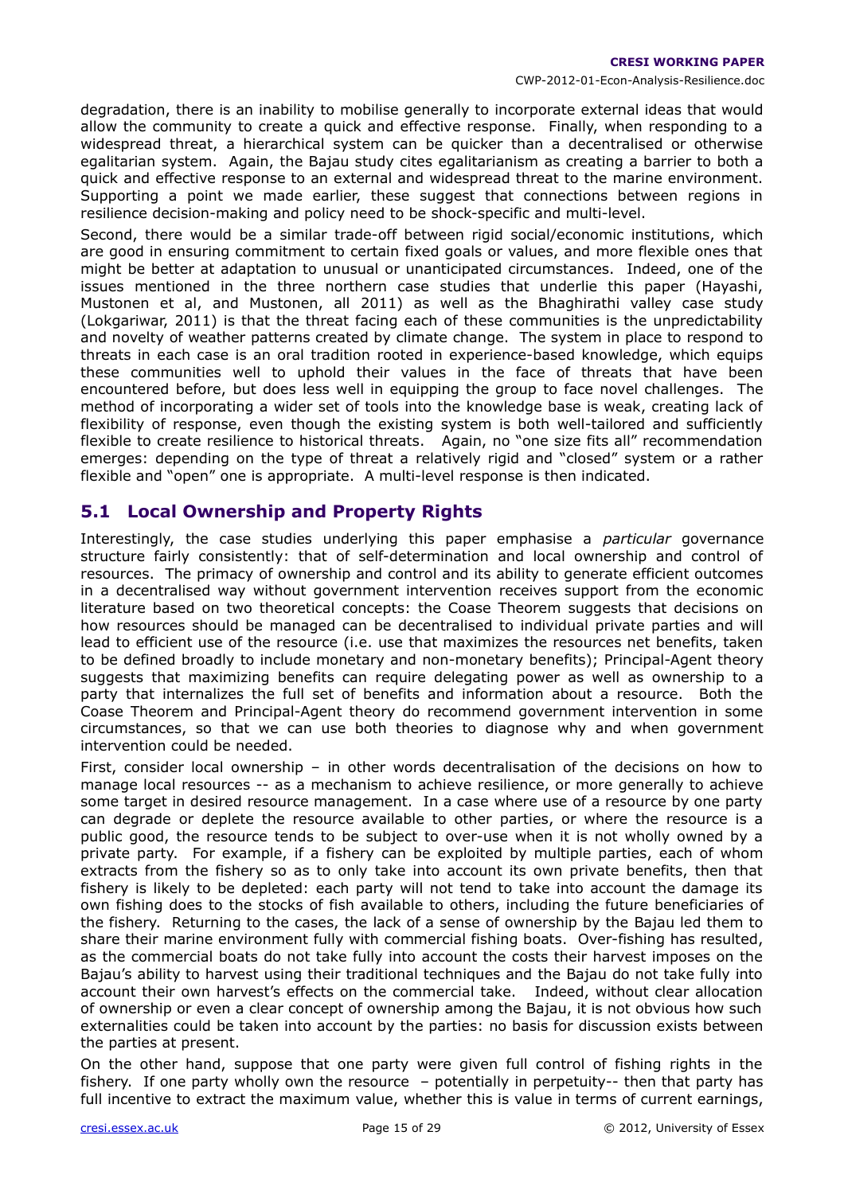degradation, there is an inability to mobilise generally to incorporate external ideas that would allow the community to create a quick and effective response. Finally, when responding to a widespread threat, a hierarchical system can be quicker than a decentralised or otherwise egalitarian system. Again, the Bajau study cites egalitarianism as creating a barrier to both a quick and effective response to an external and widespread threat to the marine environment. Supporting a point we made earlier, these suggest that connections between regions in resilience decision-making and policy need to be shock-specific and multi-level.

Second, there would be a similar trade-off between rigid social/economic institutions, which are good in ensuring commitment to certain fixed goals or values, and more flexible ones that might be better at adaptation to unusual or unanticipated circumstances. Indeed, one of the issues mentioned in the three northern case studies that underlie this paper (Hayashi, Mustonen et al, and Mustonen, all 2011) as well as the Bhaghirathi valley case study (Lokgariwar, 2011) is that the threat facing each of these communities is the unpredictability and novelty of weather patterns created by climate change. The system in place to respond to threats in each case is an oral tradition rooted in experience-based knowledge, which equips these communities well to uphold their values in the face of threats that have been encountered before, but does less well in equipping the group to face novel challenges. The method of incorporating a wider set of tools into the knowledge base is weak, creating lack of flexibility of response, even though the existing system is both well-tailored and sufficiently flexible to create resilience to historical threats. Again, no "one size fits all" recommendation emerges: depending on the type of threat a relatively rigid and "closed" system or a rather flexible and "open" one is appropriate. A multi-level response is then indicated.

## 5.1 Local Ownership and Property Rights

Interestingly, the case studies underlying this paper emphasise a *particular* governance structure fairly consistently: that of self-determination and local ownership and control of resources. The primacy of ownership and control and its ability to generate efficient outcomes in a decentralised way without government intervention receives support from the economic literature based on two theoretical concepts: the Coase Theorem suggests that decisions on how resources should be managed can be decentralised to individual private parties and will lead to efficient use of the resource (i.e. use that maximizes the resources net benefits, taken to be defined broadly to include monetary and non-monetary benefits); Principal-Agent theory suggests that maximizing benefits can require delegating power as well as ownership to a party that internalizes the full set of benefits and information about a resource. Both the Coase Theorem and Principal-Agent theory do recommend government intervention in some circumstances, so that we can use both theories to diagnose why and when government intervention could be needed.

First, consider local ownership – in other words decentralisation of the decisions on how to manage local resources -- as a mechanism to achieve resilience, or more generally to achieve some target in desired resource management. In a case where use of a resource by one party can degrade or deplete the resource available to other parties, or where the resource is a public good, the resource tends to be subject to over-use when it is not wholly owned by a private party. For example, if a fishery can be exploited by multiple parties, each of whom extracts from the fishery so as to only take into account its own private benefits, then that fishery is likely to be depleted: each party will not tend to take into account the damage its own fishing does to the stocks of fish available to others, including the future beneficiaries of the fishery. Returning to the cases, the lack of a sense of ownership by the Bajau led them to share their marine environment fully with commercial fishing boats. Over-fishing has resulted, as the commercial boats do not take fully into account the costs their harvest imposes on the Bajau's ability to harvest using their traditional techniques and the Bajau do not take fully into account their own harvest's effects on the commercial take. Indeed, without clear allocation of ownership or even a clear concept of ownership among the Bajau, it is not obvious how such externalities could be taken into account by the parties: no basis for discussion exists between the parties at present.

On the other hand, suppose that one party were given full control of fishing rights in the fishery. If one party wholly own the resource – potentially in perpetuity-- then that party has full incentive to extract the maximum value, whether this is value in terms of current earnings,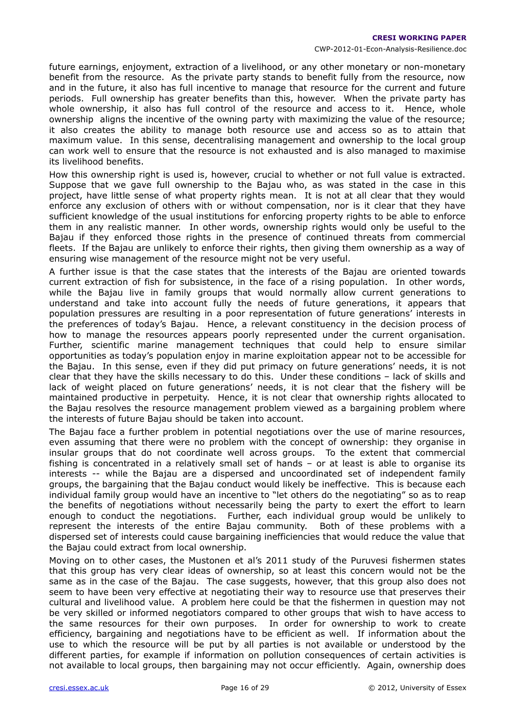future earnings, enjoyment, extraction of a livelihood, or any other monetary or non-monetary benefit from the resource. As the private party stands to benefit fully from the resource, now and in the future, it also has full incentive to manage that resource for the current and future periods. Full ownership has greater benefits than this, however. When the private party has whole ownership, it also has full control of the resource and access to it. Hence, whole ownership aligns the incentive of the owning party with maximizing the value of the resource; it also creates the ability to manage both resource use and access so as to attain that maximum value. In this sense, decentralising management and ownership to the local group can work well to ensure that the resource is not exhausted and is also managed to maximise its livelihood benefits.

How this ownership right is used is, however, crucial to whether or not full value is extracted. Suppose that we gave full ownership to the Bajau who, as was stated in the case in this project, have little sense of what property rights mean. It is not at all clear that they would enforce any exclusion of others with or without compensation, nor is it clear that they have sufficient knowledge of the usual institutions for enforcing property rights to be able to enforce them in any realistic manner. In other words, ownership rights would only be useful to the Bajau if they enforced those rights in the presence of continued threats from commercial fleets. If the Bajau are unlikely to enforce their rights, then giving them ownership as a way of ensuring wise management of the resource might not be very useful.

A further issue is that the case states that the interests of the Bajau are oriented towards current extraction of fish for subsistence, in the face of a rising population. In other words, while the Bajau live in family groups that would normally allow current generations to understand and take into account fully the needs of future generations, it appears that population pressures are resulting in a poor representation of future generations' interests in the preferences of today's Bajau. Hence, a relevant constituency in the decision process of how to manage the resources appears poorly represented under the current organisation. Further, scientific marine management techniques that could help to ensure similar opportunities as today's population enjoy in marine exploitation appear not to be accessible for the Bajau. In this sense, even if they did put primacy on future generations' needs, it is not clear that they have the skills necessary to do this. Under these conditions – lack of skills and lack of weight placed on future generations' needs, it is not clear that the fishery will be maintained productive in perpetuity. Hence, it is not clear that ownership rights allocated to the Bajau resolves the resource management problem viewed as a bargaining problem where the interests of future Bajau should be taken into account.

The Bajau face a further problem in potential negotiations over the use of marine resources, even assuming that there were no problem with the concept of ownership: they organise in insular groups that do not coordinate well across groups. To the extent that commercial fishing is concentrated in a relatively small set of hands – or at least is able to organise its interests -- while the Bajau are a dispersed and uncoordinated set of independent family groups, the bargaining that the Bajau conduct would likely be ineffective. This is because each individual family group would have an incentive to "let others do the negotiating" so as to reap the benefits of negotiations without necessarily being the party to exert the effort to learn enough to conduct the negotiations. Further, each individual group would be unlikely to represent the interests of the entire Bajau community. Both of these problems with a dispersed set of interests could cause bargaining inefficiencies that would reduce the value that the Bajau could extract from local ownership.

Moving on to other cases, the Mustonen et al's 2011 study of the Puruvesi fishermen states that this group has very clear ideas of ownership, so at least this concern would not be the same as in the case of the Bajau. The case suggests, however, that this group also does not seem to have been very effective at negotiating their way to resource use that preserves their cultural and livelihood value. A problem here could be that the fishermen in question may not be very skilled or informed negotiators compared to other groups that wish to have access to the same resources for their own purposes. In order for ownership to work to create efficiency, bargaining and negotiations have to be efficient as well. If information about the use to which the resource will be put by all parties is not available or understood by the different parties, for example if information on pollution consequences of certain activities is not available to local groups, then bargaining may not occur efficiently. Again, ownership does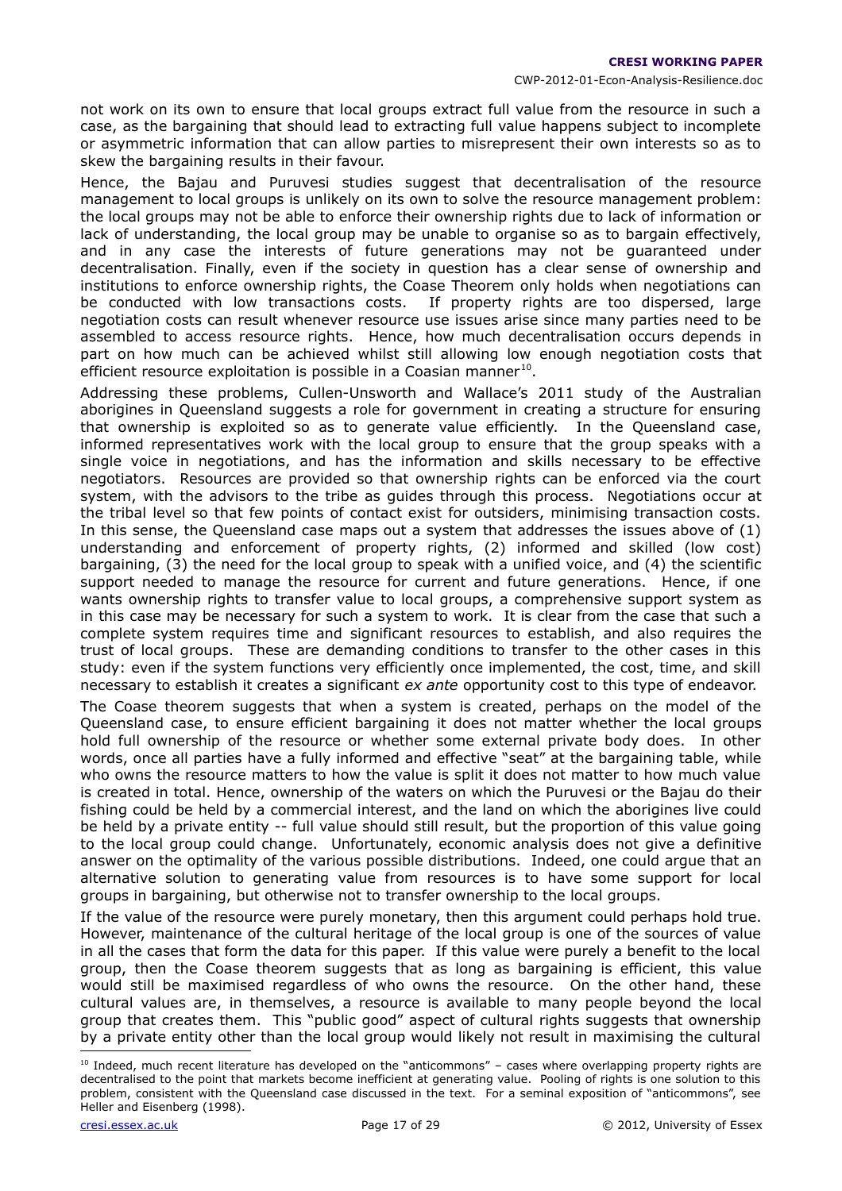not work on its own to ensure that local groups extract full value from the resource in such a case, as the bargaining that should lead to extracting full value happens subject to incomplete or asymmetric information that can allow parties to misrepresent their own interests so as to skew the bargaining results in their favour.

Hence, the Bajau and Puruvesi studies suggest that decentralisation of the resource management to local groups is unlikely on its own to solve the resource management problem: the local groups may not be able to enforce their ownership rights due to lack of information or lack of understanding, the local group may be unable to organise so as to bargain effectively, and in any case the interests of future generations may not be guaranteed under decentralisation. Finally, even if the society in question has a clear sense of ownership and institutions to enforce ownership rights, the Coase Theorem only holds when negotiations can be conducted with low transactions costs. If property rights are too dispersed, large negotiation costs can result whenever resource use issues arise since many parties need to be assembled to access resource rights. Hence, how much decentralisation occurs depends in part on how much can be achieved whilst still allowing low enough negotiation costs that efficient resource exploitation is possible in a Coasian manner[10].

Addressing these problems, Cullen-Unsworth and Wallace's 2011 study of the Australian aborigines in Queensland suggests a role for government in creating a structure for ensuring that ownership is exploited so as to generate value efficiently. In the Queensland case, informed representatives work with the local group to ensure that the group speaks with a single voice in negotiations, and has the information and skills necessary to be effective negotiators. Resources are provided so that ownership rights can be enforced via the court system, with the advisors to the tribe as guides through this process. Negotiations occur at the tribal level so that few points of contact exist for outsiders, minimising transaction costs. In this sense, the Queensland case maps out a system that addresses the issues above of (1) understanding and enforcement of property rights, (2) informed and skilled (low cost) bargaining, (3) the need for the local group to speak with a unified voice, and (4) the scientific support needed to manage the resource for current and future generations. Hence, if one wants ownership rights to transfer value to local groups, a comprehensive support system as in this case may be necessary for such a system to work. It is clear from the case that such a complete system requires time and significant resources to establish, and also requires the trust of local groups. These are demanding conditions to transfer to the other cases in this study: even if the system functions very efficiently once implemented, the cost, time, and skill necessary to establish it creates a significant *ex ante* opportunity cost to this type of endeavor.

The Coase theorem suggests that when a system is created, perhaps on the model of the Queensland case, to ensure efficient bargaining it does not matter whether the local groups hold full ownership of the resource or whether some external private body does. In other words, once all parties have a fully informed and effective "seat" at the bargaining table, while who owns the resource matters to how the value is split it does not matter to how much value is created in total. Hence, ownership of the waters on which the Puruvesi or the Bajau do their fishing could be held by a commercial interest, and the land on which the aborigines live could be held by a private entity -- full value should still result, but the proportion of this value going to the local group could change. Unfortunately, economic analysis does not give a definitive answer on the optimality of the various possible distributions. Indeed, one could argue that an alternative solution to generating value from resources is to have some support for local groups in bargaining, but otherwise not to transfer ownership to the local groups.

If the value of the resource were purely monetary, then this argument could perhaps hold true. However, maintenance of the cultural heritage of the local group is one of the sources of value in all the cases that form the data for this paper. If this value were purely a benefit to the local group, then the Coase theorem suggests that as long as bargaining is efficient, this value would still be maximised regardless of who owns the resource. On the other hand, these cultural values are, in themselves, a resource is available to many people beyond the local group that creates them. This "public good" aspect of cultural rights suggests that ownership by a private entity other than the local group would likely not result in maximising the cultural

---

[10] Indeed, much recent literature has developed on the "anticommons" – cases where overlapping property rights are decentralised to the point that markets become inefficient at generating value. Pooling of rights is one solution to this problem, consistent with the Queensland case discussed in the text. For a seminal exposition of "anticommons", see Heller and Eisenberg (1998).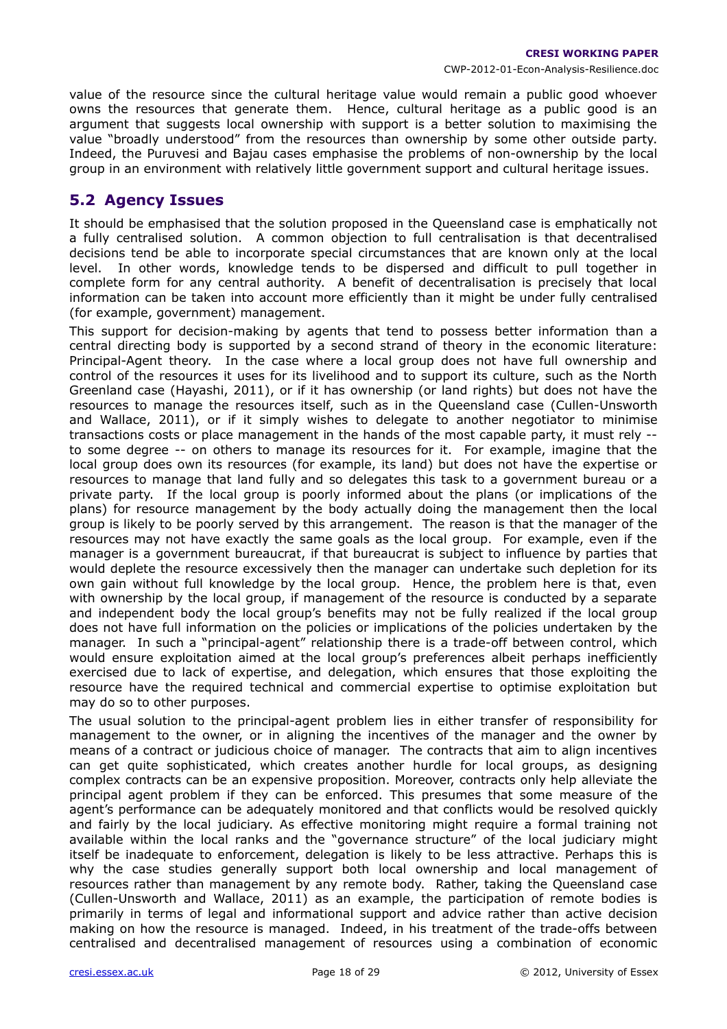value of the resource since the cultural heritage value would remain a public good whoever owns the resources that generate them. Hence, cultural heritage as a public good is an argument that suggests local ownership with support is a better solution to maximising the value "broadly understood" from the resources than ownership by some other outside party. Indeed, the Puruvesi and Bajau cases emphasise the problems of non-ownership by the local group in an environment with relatively little government support and cultural heritage issues.

## 5.2 Agency Issues

It should be emphasised that the solution proposed in the Queensland case is emphatically not a fully centralised solution. A common objection to full centralisation is that decentralised decisions tend be able to incorporate special circumstances that are known only at the local level. In other words, knowledge tends to be dispersed and difficult to pull together in complete form for any central authority. A benefit of decentralisation is precisely that local information can be taken into account more efficiently than it might be under fully centralised (for example, government) management.

This support for decision-making by agents that tend to possess better information than a central directing body is supported by a second strand of theory in the economic literature: Principal-Agent theory. In the case where a local group does not have full ownership and control of the resources it uses for its livelihood and to support its culture, such as the North Greenland case (Hayashi, 2011), or if it has ownership (or land rights) but does not have the resources to manage the resources itself, such as in the Queensland case (Cullen-Unsworth and Wallace, 2011), or if it simply wishes to delegate to another negotiator to minimise transactions costs or place management in the hands of the most capable party, it must rely -- to some degree -- on others to manage its resources for it. For example, imagine that the local group does own its resources (for example, its land) but does not have the expertise or resources to manage that land fully and so delegates this task to a government bureau or a private party. If the local group is poorly informed about the plans (or implications of the plans) for resource management by the body actually doing the management then the local group is likely to be poorly served by this arrangement. The reason is that the manager of the resources may not have exactly the same goals as the local group. For example, even if the manager is a government bureaucrat, if that bureaucrat is subject to influence by parties that would deplete the resource excessively then the manager can undertake such depletion for its own gain without full knowledge by the local group. Hence, the problem here is that, even with ownership by the local group, if management of the resource is conducted by a separate and independent body the local group's benefits may not be fully realized if the local group does not have full information on the policies or implications of the policies undertaken by the manager. In such a "principal-agent" relationship there is a trade-off between control, which would ensure exploitation aimed at the local group's preferences albeit perhaps inefficiently exercised due to lack of expertise, and delegation, which ensures that those exploiting the resource have the required technical and commercial expertise to optimise exploitation but may do so to other purposes.

The usual solution to the principal-agent problem lies in either transfer of responsibility for management to the owner, or in aligning the incentives of the manager and the owner by means of a contract or judicious choice of manager. The contracts that aim to align incentives can get quite sophisticated, which creates another hurdle for local groups, as designing complex contracts can be an expensive proposition. Moreover, contracts only help alleviate the principal agent problem if they can be enforced. This presumes that some measure of the agent's performance can be adequately monitored and that conflicts would be resolved quickly and fairly by the local judiciary. As effective monitoring might require a formal training not available within the local ranks and the "governance structure" of the local judiciary might itself be inadequate to enforcement, delegation is likely to be less attractive. Perhaps this is why the case studies generally support both local ownership and local management of resources rather than management by any remote body. Rather, taking the Queensland case (Cullen-Unsworth and Wallace, 2011) as an example, the participation of remote bodies is primarily in terms of legal and informational support and advice rather than active decision making on how the resource is managed. Indeed, in his treatment of the trade-offs between centralised and decentralised management of resources using a combination of economic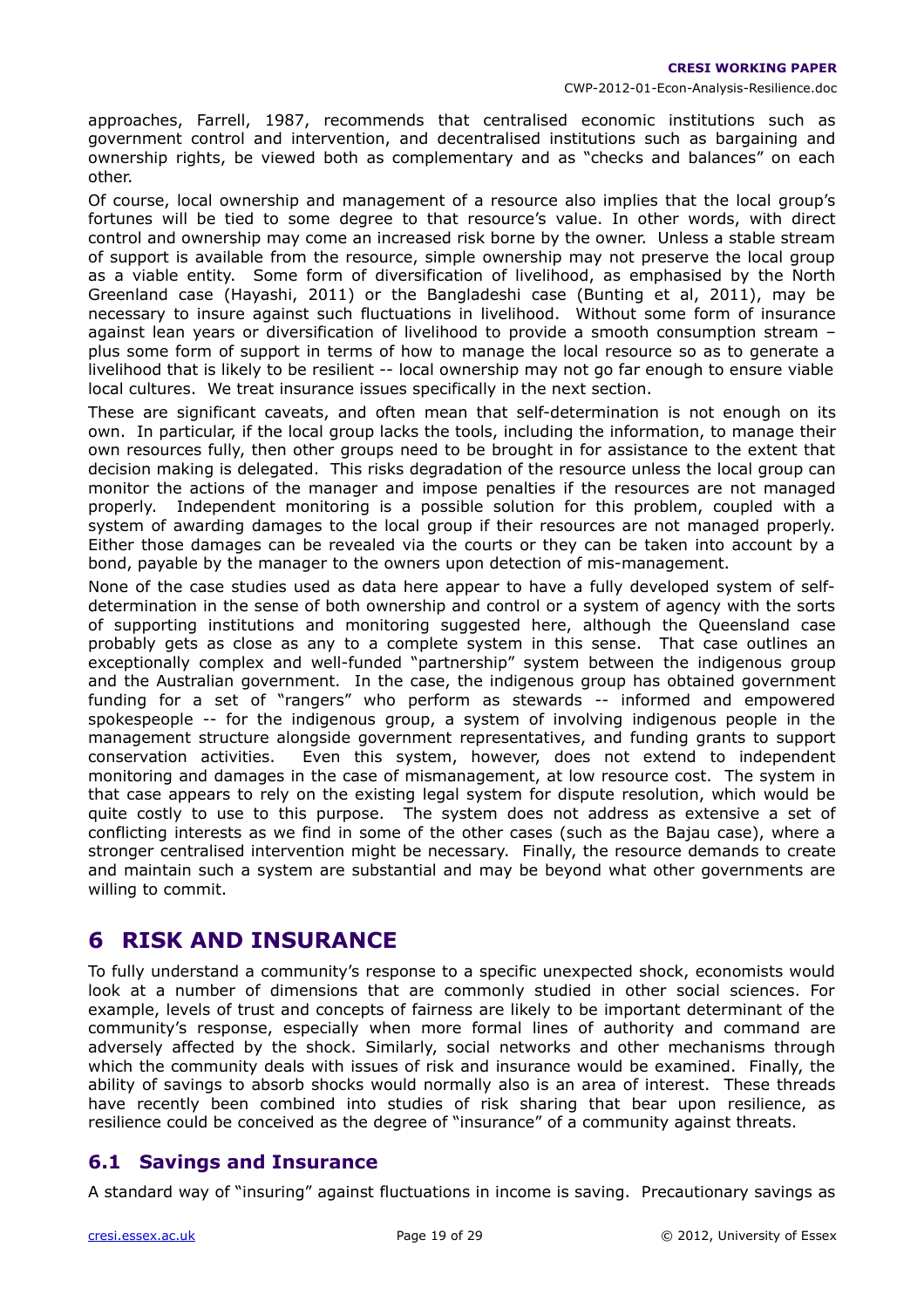approaches, Farrell, 1987, recommends that centralised economic institutions such as government control and intervention, and decentralised institutions such as bargaining and ownership rights, be viewed both as complementary and as "checks and balances" on each other.

Of course, local ownership and management of a resource also implies that the local group's fortunes will be tied to some degree to that resource's value. In other words, with direct control and ownership may come an increased risk borne by the owner. Unless a stable stream of support is available from the resource, simple ownership may not preserve the local group as a viable entity. Some form of diversification of livelihood, as emphasised by the North Greenland case (Hayashi, 2011) or the Bangladeshi case (Bunting et al, 2011), may be necessary to insure against such fluctuations in livelihood. Without some form of insurance against lean years or diversification of livelihood to provide a smooth consumption stream – plus some form of support in terms of how to manage the local resource so as to generate a livelihood that is likely to be resilient -- local ownership may not go far enough to ensure viable local cultures. We treat insurance issues specifically in the next section.

These are significant caveats, and often mean that self-determination is not enough on its own. In particular, if the local group lacks the tools, including the information, to manage their own resources fully, then other groups need to be brought in for assistance to the extent that decision making is delegated. This risks degradation of the resource unless the local group can monitor the actions of the manager and impose penalties if the resources are not managed properly. Independent monitoring is a possible solution for this problem, coupled with a system of awarding damages to the local group if their resources are not managed properly. Either those damages can be revealed via the courts or they can be taken into account by a bond, payable by the manager to the owners upon detection of mis-management.

None of the case studies used as data here appear to have a fully developed system of self-determination in the sense of both ownership and control or a system of agency with the sorts of supporting institutions and monitoring suggested here, although the Queensland case probably gets as close as any to a complete system in this sense. That case outlines an exceptionally complex and well-funded "partnership" system between the indigenous group and the Australian government. In the case, the indigenous group has obtained government funding for a set of "rangers" who perform as stewards -- informed and empowered spokespeople -- for the indigenous group, a system of involving indigenous people in the management structure alongside government representatives, and funding grants to support conservation activities. Even this system, however, does not extend to independent monitoring and damages in the case of mismanagement, at low resource cost. The system in that case appears to rely on the existing legal system for dispute resolution, which would be quite costly to use to this purpose. The system does not address as extensive a set of conflicting interests as we find in some of the other cases (such as the Bajau case), where a stronger centralised intervention might be necessary. Finally, the resource demands to create and maintain such a system are substantial and may be beyond what other governments are willing to commit.

# 6 RISK AND INSURANCE

To fully understand a community's response to a specific unexpected shock, economists would look at a number of dimensions that are commonly studied in other social sciences. For example, levels of trust and concepts of fairness are likely to be important determinant of the community's response, especially when more formal lines of authority and command are adversely affected by the shock. Similarly, social networks and other mechanisms through which the community deals with issues of risk and insurance would be examined. Finally, the ability of savings to absorb shocks would normally also is an area of interest. These threads have recently been combined into studies of risk sharing that bear upon resilience, as resilience could be conceived as the degree of "insurance" of a community against threats.

## 6.1 Savings and Insurance

A standard way of "insuring" against fluctuations in income is saving. Precautionary savings as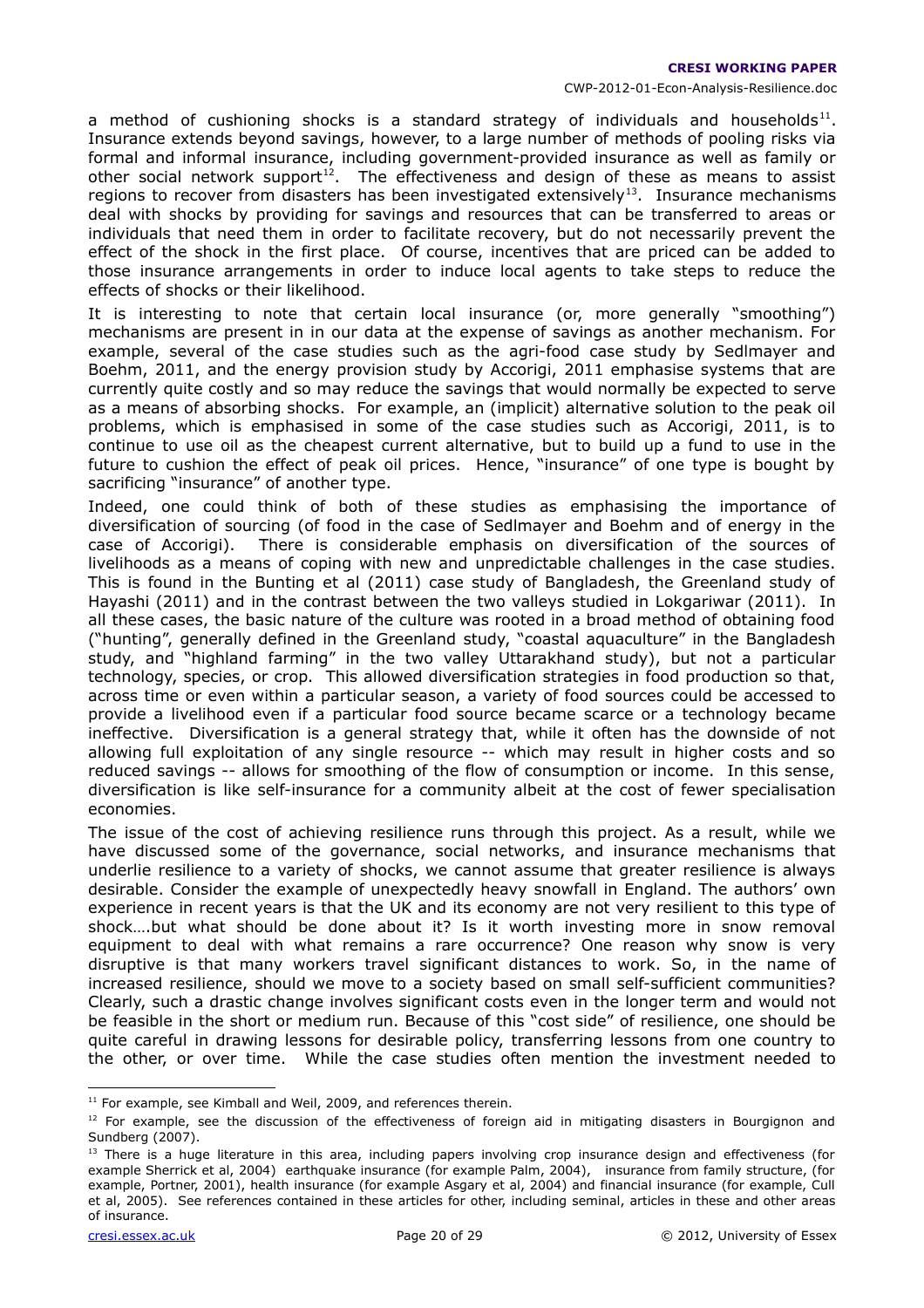a method of cushioning shocks is a standard strategy of individuals and households[11]. Insurance extends beyond savings, however, to a large number of methods of pooling risks via formal and informal insurance, including government-provided insurance as well as family or other social network support[12]. The effectiveness and design of these as means to assist regions to recover from disasters has been investigated extensively[13]. Insurance mechanisms deal with shocks by providing for savings and resources that can be transferred to areas or individuals that need them in order to facilitate recovery, but do not necessarily prevent the effect of the shock in the first place. Of course, incentives that are priced can be added to those insurance arrangements in order to induce local agents to take steps to reduce the effects of shocks or their likelihood.

It is interesting to note that certain local insurance (or, more generally "smoothing") mechanisms are present in in our data at the expense of savings as another mechanism. For example, several of the case studies such as the agri-food case study by Sedlmayer and Boehm, 2011, and the energy provision study by Accorigi, 2011 emphasise systems that are currently quite costly and so may reduce the savings that would normally be expected to serve as a means of absorbing shocks. For example, an (implicit) alternative solution to the peak oil problems, which is emphasised in some of the case studies such as Accorigi, 2011, is to continue to use oil as the cheapest current alternative, but to build up a fund to use in the future to cushion the effect of peak oil prices. Hence, "insurance" of one type is bought by sacrificing "insurance" of another type.

Indeed, one could think of both of these studies as emphasising the importance of diversification of sourcing (of food in the case of Sedlmayer and Boehm and of energy in the case of Accorigi). There is considerable emphasis on diversification of the sources of livelihoods as a means of coping with new and unpredictable challenges in the case studies. This is found in the Bunting et al (2011) case study of Bangladesh, the Greenland study of Hayashi (2011) and in the contrast between the two valleys studied in Lokgariwar (2011). In all these cases, the basic nature of the culture was rooted in a broad method of obtaining food ("hunting", generally defined in the Greenland study, "coastal aquaculture" in the Bangladesh study, and "highland farming" in the two valley Uttarakhand study), but not a particular technology, species, or crop. This allowed diversification strategies in food production so that, across time or even within a particular season, a variety of food sources could be accessed to provide a livelihood even if a particular food source became scarce or a technology became ineffective. Diversification is a general strategy that, while it often has the downside of not allowing full exploitation of any single resource -- which may result in higher costs and so reduced savings -- allows for smoothing of the flow of consumption or income. In this sense, diversification is like self-insurance for a community albeit at the cost of fewer specialisation economies.

The issue of the cost of achieving resilience runs through this project. As a result, while we have discussed some of the governance, social networks, and insurance mechanisms that underlie resilience to a variety of shocks, we cannot assume that greater resilience is always desirable. Consider the example of unexpectedly heavy snowfall in England. The authors' own experience in recent years is that the UK and its economy are not very resilient to this type of shock….but what should be done about it? Is it worth investing more in snow removal equipment to deal with what remains a rare occurrence? One reason why snow is very disruptive is that many workers travel significant distances to work. So, in the name of increased resilience, should we move to a society based on small self-sufficient communities? Clearly, such a drastic change involves significant costs even in the longer term and would not be feasible in the short or medium run. Because of this "cost side" of resilience, one should be quite careful in drawing lessons for desirable policy, transferring lessons from one country to the other, or over time. While the case studies often mention the investment needed to

---

[11] For example, see Kimball and Weil, 2009, and references therein.

[12] For example, see the discussion of the effectiveness of foreign aid in mitigating disasters in Bourgignon and Sundberg (2007).

[13] There is a huge literature in this area, including papers involving crop insurance design and effectiveness (for example Sherrick et al, 2004) earthquake insurance (for example Palm, 2004), insurance from family structure, (for example, Portner, 2001), health insurance (for example Asgary et al, 2004) and financial insurance (for example, Cull et al, 2005). See references contained in these articles for other, including seminal, articles in these and other areas of insurance.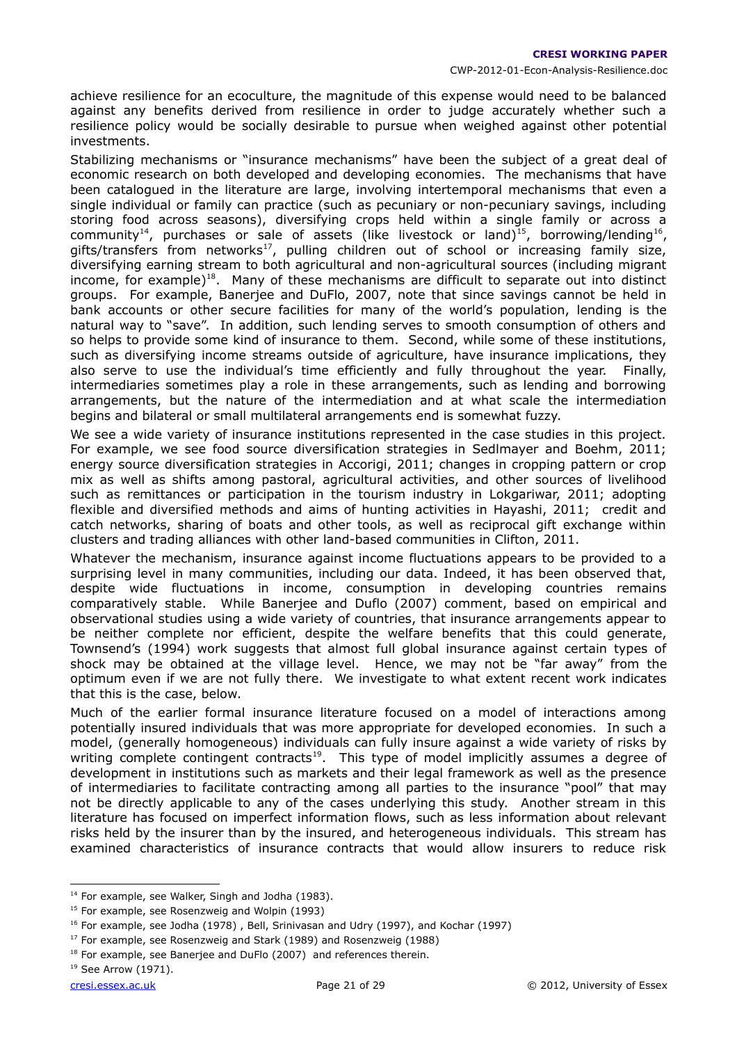achieve resilience for an ecoculture, the magnitude of this expense would need to be balanced against any benefits derived from resilience in order to judge accurately whether such a resilience policy would be socially desirable to pursue when weighed against other potential investments.

Stabilizing mechanisms or "insurance mechanisms" have been the subject of a great deal of economic research on both developed and developing economies. The mechanisms that have been catalogued in the literature are large, involving intertemporal mechanisms that even a single individual or family can practice (such as pecuniary or non-pecuniary savings, including storing food across seasons), diversifying crops held within a single family or across a community[14], purchases or sale of assets (like livestock or land)[15], borrowing/lending[16], gifts/transfers from networks[17], pulling children out of school or increasing family size, diversifying earning stream to both agricultural and non-agricultural sources (including migrant income, for example)[18]. Many of these mechanisms are difficult to separate out into distinct groups. For example, Banerjee and DuFlo, 2007, note that since savings cannot be held in bank accounts or other secure facilities for many of the world's population, lending is the natural way to "save". In addition, such lending serves to smooth consumption of others and so helps to provide some kind of insurance to them. Second, while some of these institutions, such as diversifying income streams outside of agriculture, have insurance implications, they also serve to use the individual's time efficiently and fully throughout the year. Finally, intermediaries sometimes play a role in these arrangements, such as lending and borrowing arrangements, but the nature of the intermediation and at what scale the intermediation begins and bilateral or small multilateral arrangements end is somewhat fuzzy.

We see a wide variety of insurance institutions represented in the case studies in this project. For example, we see food source diversification strategies in Sedlmayer and Boehm, 2011; energy source diversification strategies in Accorigi, 2011; changes in cropping pattern or crop mix as well as shifts among pastoral, agricultural activities, and other sources of livelihood such as remittances or participation in the tourism industry in Lokgariwar, 2011; adopting flexible and diversified methods and aims of hunting activities in Hayashi, 2011; credit and catch networks, sharing of boats and other tools, as well as reciprocal gift exchange within clusters and trading alliances with other land-based communities in Clifton, 2011.

Whatever the mechanism, insurance against income fluctuations appears to be provided to a surprising level in many communities, including our data. Indeed, it has been observed that, despite wide fluctuations in income, consumption in developing countries remains comparatively stable. While Banerjee and Duflo (2007) comment, based on empirical and observational studies using a wide variety of countries, that insurance arrangements appear to be neither complete nor efficient, despite the welfare benefits that this could generate, Townsend's (1994) work suggests that almost full global insurance against certain types of shock may be obtained at the village level. Hence, we may not be "far away" from the optimum even if we are not fully there. We investigate to what extent recent work indicates that this is the case, below.

Much of the earlier formal insurance literature focused on a model of interactions among potentially insured individuals that was more appropriate for developed economies. In such a model, (generally homogeneous) individuals can fully insure against a wide variety of risks by writing complete contingent contracts[19]. This type of model implicitly assumes a degree of development in institutions such as markets and their legal framework as well as the presence of intermediaries to facilitate contracting among all parties to the insurance "pool" that may not be directly applicable to any of the cases underlying this study. Another stream in this literature has focused on imperfect information flows, such as less information about relevant risks held by the insurer than by the insured, and heterogeneous individuals. This stream has examined characteristics of insurance contracts that would allow insurers to reduce risk

---

[14] For example, see Walker, Singh and Jodha (1983).

[15] For example, see Rosenzweig and Wolpin (1993)

[16] For example, see Jodha (1978) , Bell, Srinivasan and Udry (1997), and Kochar (1997)

[17] For example, see Rosenzweig and Stark (1989) and Rosenzweig (1988)

[18] For example, see Banerjee and DuFlo (2007) and references therein.

[19] See Arrow (1971).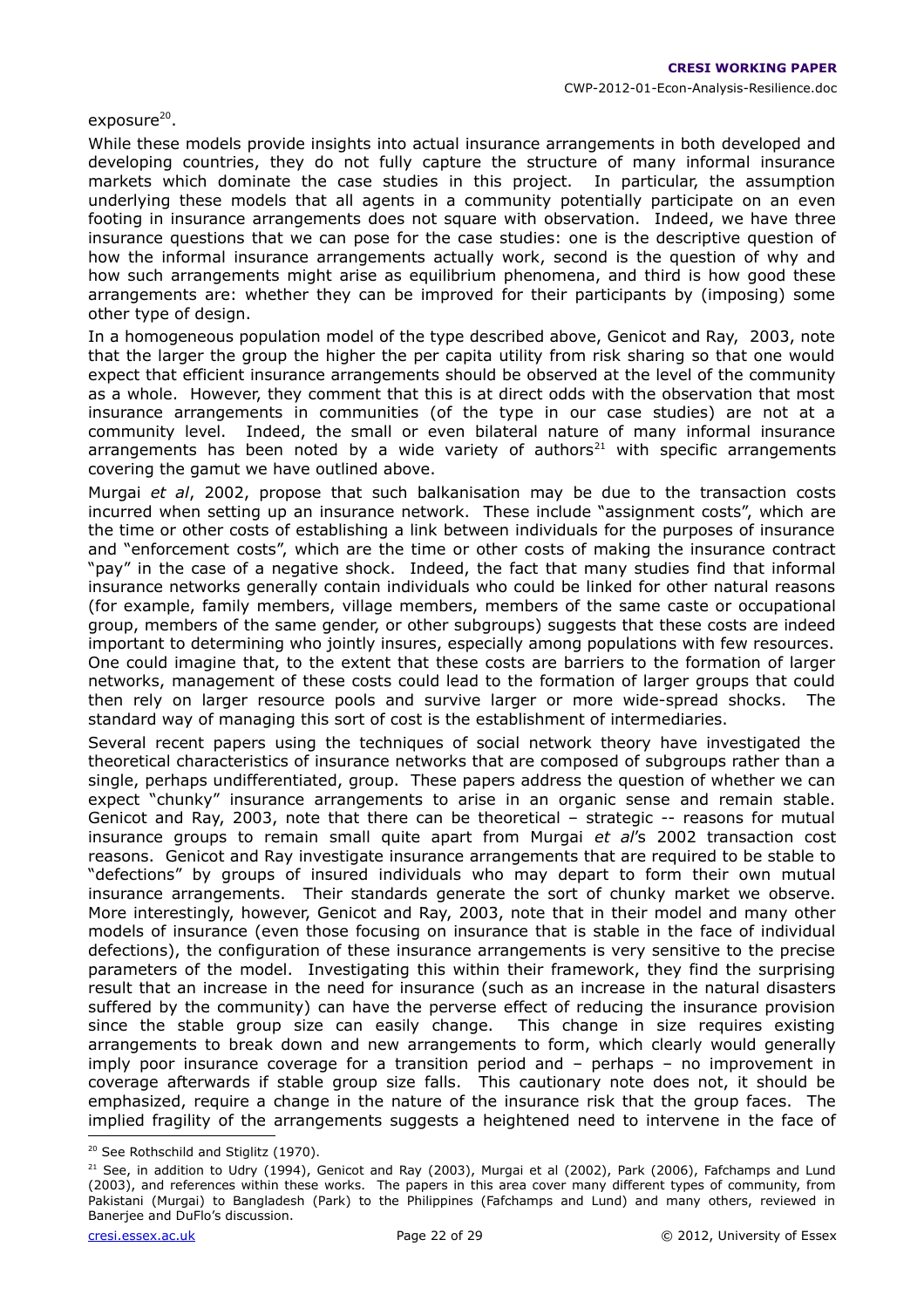exposure[20].

While these models provide insights into actual insurance arrangements in both developed and developing countries, they do not fully capture the structure of many informal insurance markets which dominate the case studies in this project. In particular, the assumption underlying these models that all agents in a community potentially participate on an even footing in insurance arrangements does not square with observation. Indeed, we have three insurance questions that we can pose for the case studies: one is the descriptive question of how the informal insurance arrangements actually work, second is the question of why and how such arrangements might arise as equilibrium phenomena, and third is how good these arrangements are: whether they can be improved for their participants by (imposing) some other type of design.

In a homogeneous population model of the type described above, Genicot and Ray, 2003, note that the larger the group the higher the per capita utility from risk sharing so that one would expect that efficient insurance arrangements should be observed at the level of the community as a whole. However, they comment that this is at direct odds with the observation that most insurance arrangements in communities (of the type in our case studies) are not at a community level. Indeed, the small or even bilateral nature of many informal insurance arrangements has been noted by a wide variety of authors[21] with specific arrangements covering the gamut we have outlined above.

Murgai *et al*, 2002, propose that such balkanisation may be due to the transaction costs incurred when setting up an insurance network. These include "assignment costs", which are the time or other costs of establishing a link between individuals for the purposes of insurance and "enforcement costs", which are the time or other costs of making the insurance contract "pay" in the case of a negative shock. Indeed, the fact that many studies find that informal insurance networks generally contain individuals who could be linked for other natural reasons (for example, family members, village members, members of the same caste or occupational group, members of the same gender, or other subgroups) suggests that these costs are indeed important to determining who jointly insures, especially among populations with few resources. One could imagine that, to the extent that these costs are barriers to the formation of larger networks, management of these costs could lead to the formation of larger groups that could then rely on larger resource pools and survive larger or more wide-spread shocks. The standard way of managing this sort of cost is the establishment of intermediaries.

Several recent papers using the techniques of social network theory have investigated the theoretical characteristics of insurance networks that are composed of subgroups rather than a single, perhaps undifferentiated, group. These papers address the question of whether we can expect "chunky" insurance arrangements to arise in an organic sense and remain stable. Genicot and Ray, 2003, note that there can be theoretical – strategic -- reasons for mutual insurance groups to remain small quite apart from Murgai *et al*'s 2002 transaction cost reasons. Genicot and Ray investigate insurance arrangements that are required to be stable to "defections" by groups of insured individuals who may depart to form their own mutual insurance arrangements. Their standards generate the sort of chunky market we observe. More interestingly, however, Genicot and Ray, 2003, note that in their model and many other models of insurance (even those focusing on insurance that is stable in the face of individual defections), the configuration of these insurance arrangements is very sensitive to the precise parameters of the model. Investigating this within their framework, they find the surprising result that an increase in the need for insurance (such as an increase in the natural disasters suffered by the community) can have the perverse effect of reducing the insurance provision since the stable group size can easily change. This change in size requires existing arrangements to break down and new arrangements to form, which clearly would generally imply poor insurance coverage for a transition period and – perhaps – no improvement in coverage afterwards if stable group size falls. This cautionary note does not, it should be emphasized, require a change in the nature of the insurance risk that the group faces. The implied fragility of the arrangements suggests a heightened need to intervene in the face of

[20] See Rothschild and Stiglitz (1970).

[21] See, in addition to Udry (1994), Genicot and Ray (2003), Murgai et al (2002), Park (2006), Fafchamps and Lund (2003), and references within these works. The papers in this area cover many different types of community, from Pakistani (Murgai) to Bangladesh (Park) to the Philippines (Fafchamps and Lund) and many others, reviewed in Banerjee and DuFlo's discussion.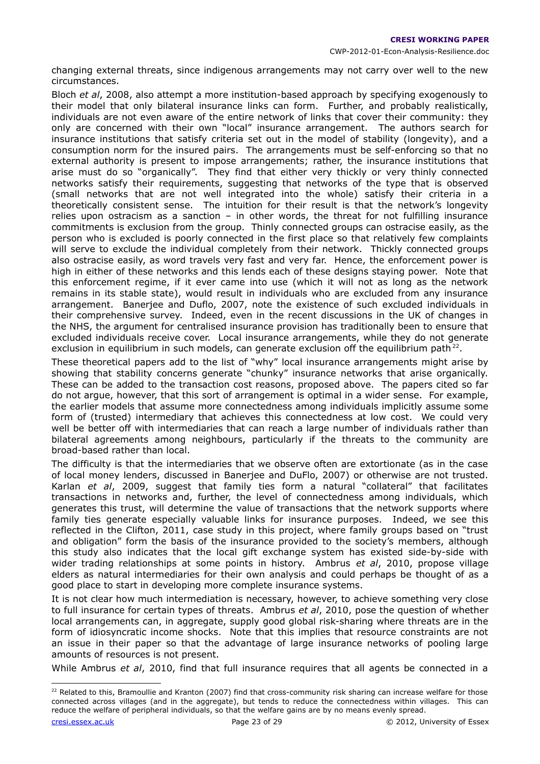changing external threats, since indigenous arrangements may not carry over well to the new circumstances.

Bloch *et al*, 2008, also attempt a more institution-based approach by specifying exogenously to their model that only bilateral insurance links can form. Further, and probably realistically, individuals are not even aware of the entire network of links that cover their community: they only are concerned with their own "local" insurance arrangement. The authors search for insurance institutions that satisfy criteria set out in the model of stability (longevity), and a consumption norm for the insured pairs. The arrangements must be self-enforcing so that no external authority is present to impose arrangements; rather, the insurance institutions that arise must do so "organically". They find that either very thickly or very thinly connected networks satisfy their requirements, suggesting that networks of the type that is observed (small networks that are not well integrated into the whole) satisfy their criteria in a theoretically consistent sense. The intuition for their result is that the network's longevity relies upon ostracism as a sanction – in other words, the threat for not fulfilling insurance commitments is exclusion from the group. Thinly connected groups can ostracise easily, as the person who is excluded is poorly connected in the first place so that relatively few complaints will serve to exclude the individual completely from their network. Thickly connected groups also ostracise easily, as word travels very fast and very far. Hence, the enforcement power is high in either of these networks and this lends each of these designs staying power. Note that this enforcement regime, if it ever came into use (which it will not as long as the network remains in its stable state), would result in individuals who are excluded from any insurance arrangement. Banerjee and Duflo, 2007, note the existence of such excluded individuals in their comprehensive survey. Indeed, even in the recent discussions in the UK of changes in the NHS, the argument for centralised insurance provision has traditionally been to ensure that excluded individuals receive cover. Local insurance arrangements, while they do not generate exclusion in equilibrium in such models, can generate exclusion off the equilibrium path[22].

These theoretical papers add to the list of "why" local insurance arrangements might arise by showing that stability concerns generate "chunky" insurance networks that arise organically. These can be added to the transaction cost reasons, proposed above. The papers cited so far do not argue, however, that this sort of arrangement is optimal in a wider sense. For example, the earlier models that assume more connectedness among individuals implicitly assume some form of (trusted) intermediary that achieves this connectedness at low cost. We could very well be better off with intermediaries that can reach a large number of individuals rather than bilateral agreements among neighbours, particularly if the threats to the community are broad-based rather than local.

The difficulty is that the intermediaries that we observe often are extortionate (as in the case of local money lenders, discussed in Banerjee and DuFlo, 2007) or otherwise are not trusted. Karlan *et al*, 2009, suggest that family ties form a natural "collateral" that facilitates transactions in networks and, further, the level of connectedness among individuals, which generates this trust, will determine the value of transactions that the network supports where family ties generate especially valuable links for insurance purposes. Indeed, we see this reflected in the Clifton, 2011, case study in this project, where family groups based on "trust and obligation" form the basis of the insurance provided to the society's members, although this study also indicates that the local gift exchange system has existed side-by-side with wider trading relationships at some points in history. Ambrus *et al*, 2010, propose village elders as natural intermediaries for their own analysis and could perhaps be thought of as a good place to start in developing more complete insurance systems.

It is not clear how much intermediation is necessary, however, to achieve something very close to full insurance for certain types of threats. Ambrus *et al*, 2010, pose the question of whether local arrangements can, in aggregate, supply good global risk-sharing where threats are in the form of idiosyncratic income shocks. Note that this implies that resource constraints are not an issue in their paper so that the advantage of large insurance networks of pooling large amounts of resources is not present.

While Ambrus *et al*, 2010, find that full insurance requires that all agents be connected in a

[22] Related to this, Bramoullie and Kranton (2007) find that cross-community risk sharing can increase welfare for those connected across villages (and in the aggregate), but tends to reduce the connectedness within villages. This can reduce the welfare of peripheral individuals, so that the welfare gains are by no means evenly spread.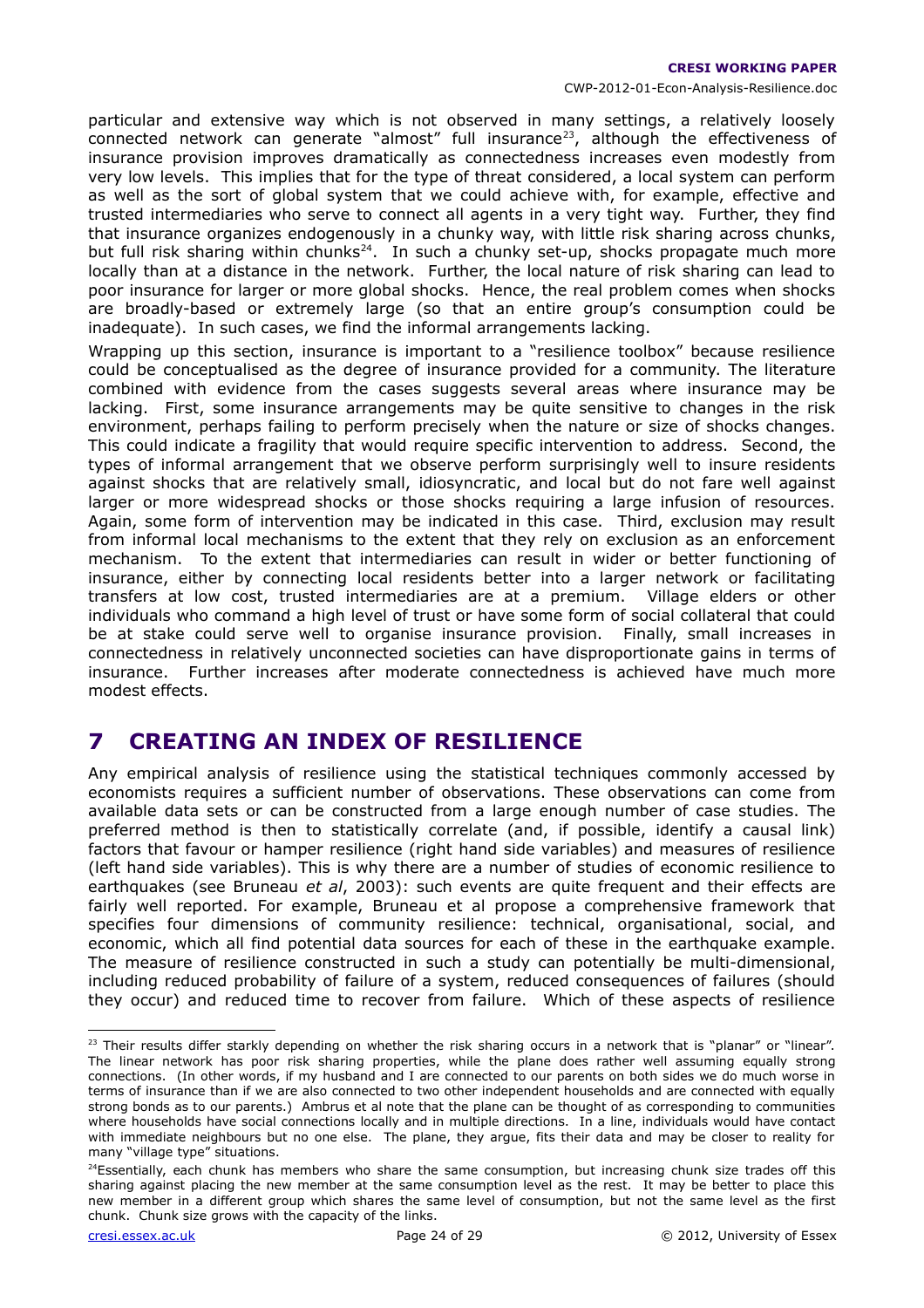particular and extensive way which is not observed in many settings, a relatively loosely connected network can generate "almost" full insurance[23], although the effectiveness of insurance provision improves dramatically as connectedness increases even modestly from very low levels. This implies that for the type of threat considered, a local system can perform as well as the sort of global system that we could achieve with, for example, effective and trusted intermediaries who serve to connect all agents in a very tight way. Further, they find that insurance organizes endogenously in a chunky way, with little risk sharing across chunks, but full risk sharing within chunks[24]. In such a chunky set-up, shocks propagate much more locally than at a distance in the network. Further, the local nature of risk sharing can lead to poor insurance for larger or more global shocks. Hence, the real problem comes when shocks are broadly-based or extremely large (so that an entire group's consumption could be inadequate). In such cases, we find the informal arrangements lacking.

Wrapping up this section, insurance is important to a "resilience toolbox" because resilience could be conceptualised as the degree of insurance provided for a community. The literature combined with evidence from the cases suggests several areas where insurance may be lacking. First, some insurance arrangements may be quite sensitive to changes in the risk environment, perhaps failing to perform precisely when the nature or size of shocks changes. This could indicate a fragility that would require specific intervention to address. Second, the types of informal arrangement that we observe perform surprisingly well to insure residents against shocks that are relatively small, idiosyncratic, and local but do not fare well against larger or more widespread shocks or those shocks requiring a large infusion of resources. Again, some form of intervention may be indicated in this case. Third, exclusion may result from informal local mechanisms to the extent that they rely on exclusion as an enforcement mechanism. To the extent that intermediaries can result in wider or better functioning of insurance, either by connecting local residents better into a larger network or facilitating transfers at low cost, trusted intermediaries are at a premium. Village elders or other individuals who command a high level of trust or have some form of social collateral that could be at stake could serve well to organise insurance provision. Finally, small increases in connectedness in relatively unconnected societies can have disproportionate gains in terms of insurance. Further increases after moderate connectedness is achieved have much more modest effects.

# 7 CREATING AN INDEX OF RESILIENCE

Any empirical analysis of resilience using the statistical techniques commonly accessed by economists requires a sufficient number of observations. These observations can come from available data sets or can be constructed from a large enough number of case studies. The preferred method is then to statistically correlate (and, if possible, identify a causal link) factors that favour or hamper resilience (right hand side variables) and measures of resilience (left hand side variables). This is why there are a number of studies of economic resilience to earthquakes (see Bruneau *et al*, 2003): such events are quite frequent and their effects are fairly well reported. For example, Bruneau et al propose a comprehensive framework that specifies four dimensions of community resilience: technical, organisational, social, and economic, which all find potential data sources for each of these in the earthquake example. The measure of resilience constructed in such a study can potentially be multi-dimensional, including reduced probability of failure of a system, reduced consequences of failures (should they occur) and reduced time to recover from failure. Which of these aspects of resilience

---

[23] Their results differ starkly depending on whether the risk sharing occurs in a network that is "planar" or "linear". The linear network has poor risk sharing properties, while the plane does rather well assuming equally strong connections. (In other words, if my husband and I are connected to our parents on both sides we do much worse in terms of insurance than if we are also connected to two other independent households and are connected with equally strong bonds as to our parents.) Ambrus et al note that the plane can be thought of as corresponding to communities where households have social connections locally and in multiple directions. In a line, individuals would have contact with immediate neighbours but no one else. The plane, they argue, fits their data and may be closer to reality for many "village type" situations.

[24] Essentially, each chunk has members who share the same consumption, but increasing chunk size trades off this sharing against placing the new member at the same consumption level as the rest. It may be better to place this new member in a different group which shares the same level of consumption, but not the same level as the first chunk. Chunk size grows with the capacity of the links.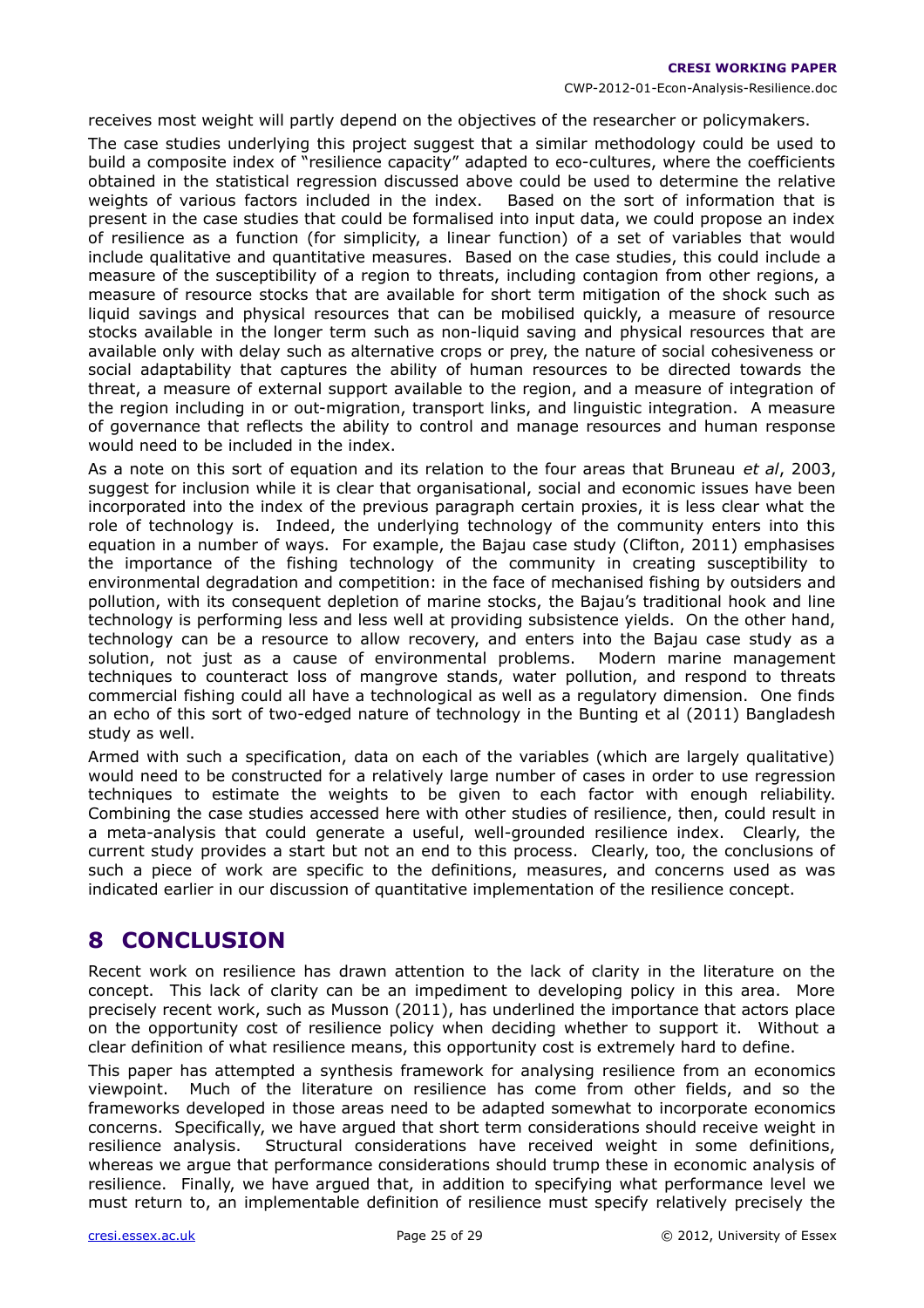receives most weight will partly depend on the objectives of the researcher or policymakers.

The case studies underlying this project suggest that a similar methodology could be used to build a composite index of "resilience capacity" adapted to eco-cultures, where the coefficients obtained in the statistical regression discussed above could be used to determine the relative weights of various factors included in the index. Based on the sort of information that is present in the case studies that could be formalised into input data, we could propose an index of resilience as a function (for simplicity, a linear function) of a set of variables that would include qualitative and quantitative measures. Based on the case studies, this could include a measure of the susceptibility of a region to threats, including contagion from other regions, a measure of resource stocks that are available for short term mitigation of the shock such as liquid savings and physical resources that can be mobilised quickly, a measure of resource stocks available in the longer term such as non-liquid saving and physical resources that are available only with delay such as alternative crops or prey, the nature of social cohesiveness or social adaptability that captures the ability of human resources to be directed towards the threat, a measure of external support available to the region, and a measure of integration of the region including in or out-migration, transport links, and linguistic integration. A measure of governance that reflects the ability to control and manage resources and human response would need to be included in the index.

As a note on this sort of equation and its relation to the four areas that Bruneau *et al*, 2003, suggest for inclusion while it is clear that organisational, social and economic issues have been incorporated into the index of the previous paragraph certain proxies, it is less clear what the role of technology is. Indeed, the underlying technology of the community enters into this equation in a number of ways. For example, the Bajau case study (Clifton, 2011) emphasises the importance of the fishing technology of the community in creating susceptibility to environmental degradation and competition: in the face of mechanised fishing by outsiders and pollution, with its consequent depletion of marine stocks, the Bajau's traditional hook and line technology is performing less and less well at providing subsistence yields. On the other hand, technology can be a resource to allow recovery, and enters into the Bajau case study as a solution, not just as a cause of environmental problems. Modern marine management techniques to counteract loss of mangrove stands, water pollution, and respond to threats commercial fishing could all have a technological as well as a regulatory dimension. One finds an echo of this sort of two-edged nature of technology in the Bunting et al (2011) Bangladesh study as well.

Armed with such a specification, data on each of the variables (which are largely qualitative) would need to be constructed for a relatively large number of cases in order to use regression techniques to estimate the weights to be given to each factor with enough reliability. Combining the case studies accessed here with other studies of resilience, then, could result in a meta-analysis that could generate a useful, well-grounded resilience index. Clearly, the current study provides a start but not an end to this process. Clearly, too, the conclusions of such a piece of work are specific to the definitions, measures, and concerns used as was indicated earlier in our discussion of quantitative implementation of the resilience concept.

# 8 CONCLUSION

Recent work on resilience has drawn attention to the lack of clarity in the literature on the concept. This lack of clarity can be an impediment to developing policy in this area. More precisely recent work, such as Musson (2011), has underlined the importance that actors place on the opportunity cost of resilience policy when deciding whether to support it. Without a clear definition of what resilience means, this opportunity cost is extremely hard to define.

This paper has attempted a synthesis framework for analysing resilience from an economics viewpoint. Much of the literature on resilience has come from other fields, and so the frameworks developed in those areas need to be adapted somewhat to incorporate economics concerns. Specifically, we have argued that short term considerations should receive weight in resilience analysis. Structural considerations have received weight in some definitions, whereas we argue that performance considerations should trump these in economic analysis of resilience. Finally, we have argued that, in addition to specifying what performance level we must return to, an implementable definition of resilience must specify relatively precisely the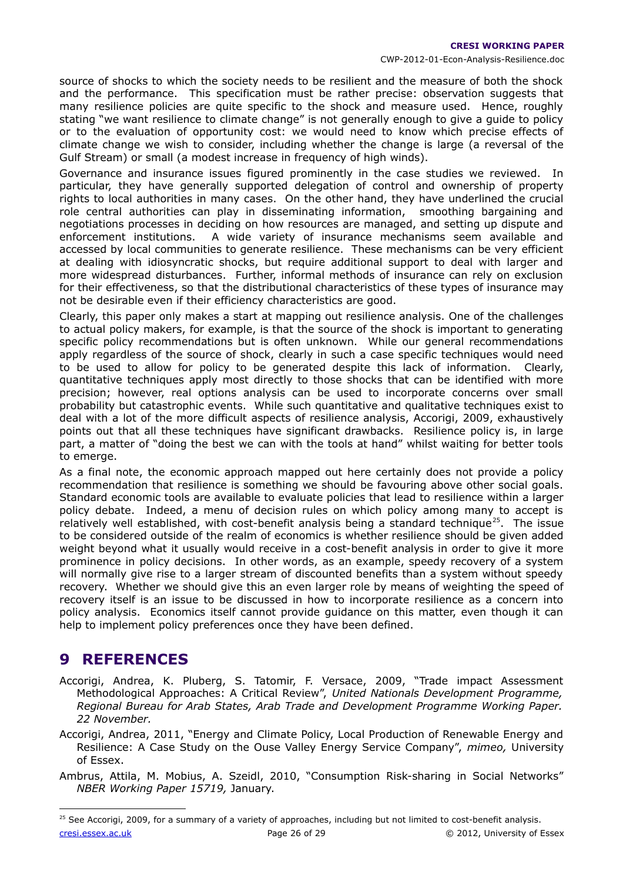source of shocks to which the society needs to be resilient and the measure of both the shock and the performance. This specification must be rather precise: observation suggests that many resilience policies are quite specific to the shock and measure used. Hence, roughly stating "we want resilience to climate change" is not generally enough to give a guide to policy or to the evaluation of opportunity cost: we would need to know which precise effects of climate change we wish to consider, including whether the change is large (a reversal of the Gulf Stream) or small (a modest increase in frequency of high winds).

Governance and insurance issues figured prominently in the case studies we reviewed. In particular, they have generally supported delegation of control and ownership of property rights to local authorities in many cases. On the other hand, they have underlined the crucial role central authorities can play in disseminating information, smoothing bargaining and negotiations processes in deciding on how resources are managed, and setting up dispute and enforcement institutions. A wide variety of insurance mechanisms seem available and accessed by local communities to generate resilience. These mechanisms can be very efficient at dealing with idiosyncratic shocks, but require additional support to deal with larger and more widespread disturbances. Further, informal methods of insurance can rely on exclusion for their effectiveness, so that the distributional characteristics of these types of insurance may not be desirable even if their efficiency characteristics are good.

Clearly, this paper only makes a start at mapping out resilience analysis. One of the challenges to actual policy makers, for example, is that the source of the shock is important to generating specific policy recommendations but is often unknown. While our general recommendations apply regardless of the source of shock, clearly in such a case specific techniques would need to be used to allow for policy to be generated despite this lack of information. Clearly, quantitative techniques apply most directly to those shocks that can be identified with more precision; however, real options analysis can be used to incorporate concerns over small probability but catastrophic events. While such quantitative and qualitative techniques exist to deal with a lot of the more difficult aspects of resilience analysis, Accorigi, 2009, exhaustively points out that all these techniques have significant drawbacks. Resilience policy is, in large part, a matter of "doing the best we can with the tools at hand" whilst waiting for better tools to emerge.

As a final note, the economic approach mapped out here certainly does not provide a policy recommendation that resilience is something we should be favouring above other social goals. Standard economic tools are available to evaluate policies that lead to resilience within a larger policy debate. Indeed, a menu of decision rules on which policy among many to accept is relatively well established, with cost-benefit analysis being a standard technique[25]. The issue to be considered outside of the realm of economics is whether resilience should be given added weight beyond what it usually would receive in a cost-benefit analysis in order to give it more prominence in policy decisions. In other words, as an example, speedy recovery of a system will normally give rise to a larger stream of discounted benefits than a system without speedy recovery. Whether we should give this an even larger role by means of weighting the speed of recovery itself is an issue to be discussed in how to incorporate resilience as a concern into policy analysis. Economics itself cannot provide guidance on this matter, even though it can help to implement policy preferences once they have been defined.

# 9 REFERENCES

Accorigi, Andrea, K. Pluberg, S. Tatomir, F. Versace, 2009, "Trade impact Assessment Methodological Approaches: A Critical Review", *United Nationals Development Programme, Regional Bureau for Arab States, Arab Trade and Development Programme Working Paper. 22 November.*

Accorigi, Andrea, 2011, "Energy and Climate Policy, Local Production of Renewable Energy and Resilience: A Case Study on the Ouse Valley Energy Service Company", *mimeo,* University of Essex.

Ambrus, Attila, M. Mobius, A. Szeidl, 2010, "Consumption Risk-sharing in Social Networks" *NBER Working Paper 15719,* January.

[25] See Accorigi, 2009, for a summary of a variety of approaches, including but not limited to cost-benefit analysis.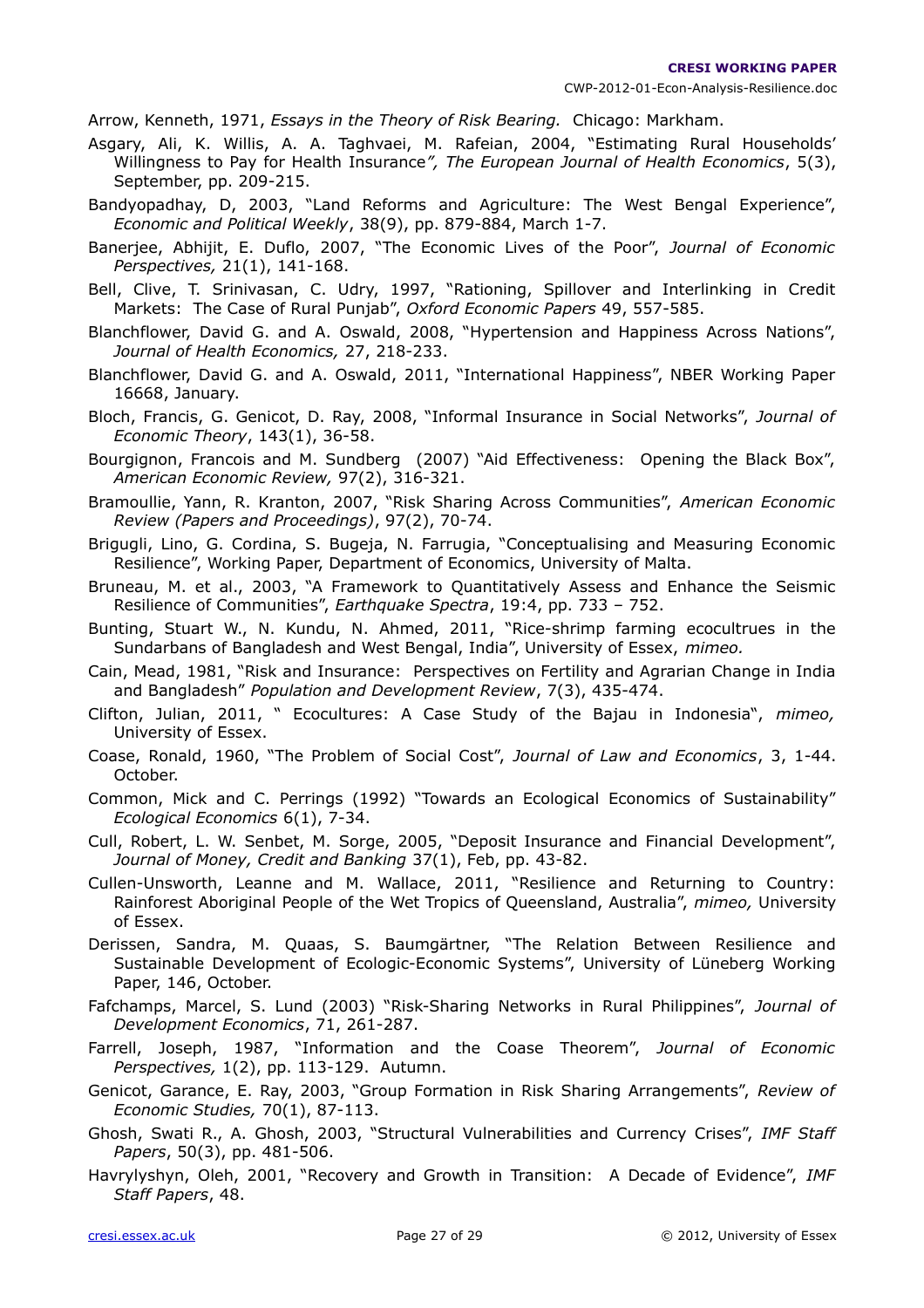Arrow, Kenneth, 1971, *Essays in the Theory of Risk Bearing.* Chicago: Markham.

Asgary, Ali, K. Willis, A. A. Taghvaei, M. Rafeian, 2004, "Estimating Rural Households' Willingness to Pay for Health Insurance*", The European Journal of Health Economics*, 5(3), September, pp. 209-215.

Bandyopadhay, D, 2003, "Land Reforms and Agriculture: The West Bengal Experience", *Economic and Political Weekly*, 38(9), pp. 879-884, March 1-7.

Banerjee, Abhijit, E. Duflo, 2007, "The Economic Lives of the Poor", *Journal of Economic Perspectives,* 21(1), 141-168.

Bell, Clive, T. Srinivasan, C. Udry, 1997, "Rationing, Spillover and Interlinking in Credit Markets: The Case of Rural Punjab", *Oxford Economic Papers* 49, 557-585.

Blanchflower, David G. and A. Oswald, 2008, "Hypertension and Happiness Across Nations", *Journal of Health Economics,* 27, 218-233.

Blanchflower, David G. and A. Oswald, 2011, "International Happiness", NBER Working Paper 16668, January.

Bloch, Francis, G. Genicot, D. Ray, 2008, "Informal Insurance in Social Networks", *Journal of Economic Theory*, 143(1), 36-58.

Bourgignon, Francois and M. Sundberg (2007) "Aid Effectiveness: Opening the Black Box", *American Economic Review,* 97(2), 316-321.

Bramoullie, Yann, R. Kranton, 2007, "Risk Sharing Across Communities", *American Economic Review (Papers and Proceedings)*, 97(2), 70-74.

Brigugli, Lino, G. Cordina, S. Bugeja, N. Farrugia, "Conceptualising and Measuring Economic Resilience", Working Paper, Department of Economics, University of Malta.

Bruneau, M. et al., 2003, "A Framework to Quantitatively Assess and Enhance the Seismic Resilience of Communities", *Earthquake Spectra*, 19:4, pp. 733 – 752.

Bunting, Stuart W., N. Kundu, N. Ahmed, 2011, "Rice-shrimp farming ecocultrues in the Sundarbans of Bangladesh and West Bengal, India", University of Essex, *mimeo.*

Cain, Mead, 1981, "Risk and Insurance: Perspectives on Fertility and Agrarian Change in India and Bangladesh" *Population and Development Review*, 7(3), 435-474.

Clifton, Julian, 2011, " Ecocultures: A Case Study of the Bajau in Indonesia", *mimeo,* University of Essex.

Coase, Ronald, 1960, "The Problem of Social Cost", *Journal of Law and Economics*, 3, 1-44. October.

Common, Mick and C. Perrings (1992) "Towards an Ecological Economics of Sustainability" *Ecological Economics* 6(1), 7-34.

Cull, Robert, L. W. Senbet, M. Sorge, 2005, "Deposit Insurance and Financial Development", *Journal of Money, Credit and Banking* 37(1), Feb, pp. 43-82.

Cullen-Unsworth, Leanne and M. Wallace, 2011, "Resilience and Returning to Country: Rainforest Aboriginal People of the Wet Tropics of Queensland, Australia", *mimeo,* University of Essex.

Derissen, Sandra, M. Quaas, S. Baumgärtner, "The Relation Between Resilience and Sustainable Development of Ecologic-Economic Systems", University of Lüneberg Working Paper, 146, October.

Fafchamps, Marcel, S. Lund (2003) "Risk-Sharing Networks in Rural Philippines", *Journal of Development Economics*, 71, 261-287.

Farrell, Joseph, 1987, "Information and the Coase Theorem", *Journal of Economic Perspectives,* 1(2), pp. 113-129. Autumn.

Genicot, Garance, E. Ray, 2003, "Group Formation in Risk Sharing Arrangements", *Review of Economic Studies,* 70(1), 87-113.

Ghosh, Swati R., A. Ghosh, 2003, "Structural Vulnerabilities and Currency Crises", *IMF Staff Papers*, 50(3), pp. 481-506.

Havrylyshyn, Oleh, 2001, "Recovery and Growth in Transition: A Decade of Evidence", *IMF Staff Papers*, 48.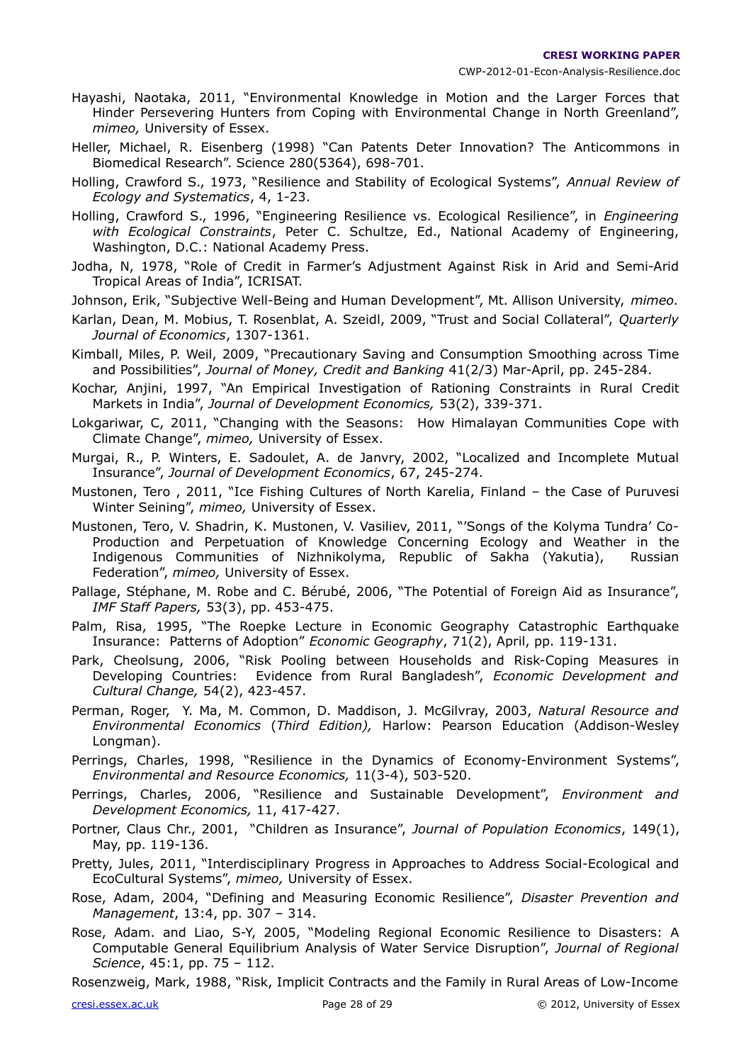Hayashi, Naotaka, 2011, "Environmental Knowledge in Motion and the Larger Forces that Hinder Persevering Hunters from Coping with Environmental Change in North Greenland", *mimeo,* University of Essex.

Heller, Michael, R. Eisenberg (1998) "Can Patents Deter Innovation? The Anticommons in Biomedical Research". Science 280(5364), 698-701.

Holling, Crawford S., 1973, "Resilience and Stability of Ecological Systems", *Annual Review of Ecology and Systematics*, 4, 1-23.

Holling, Crawford S., 1996, "Engineering Resilience vs. Ecological Resilience", in *Engineering with Ecological Constraints*, Peter C. Schultze, Ed., National Academy of Engineering, Washington, D.C.: National Academy Press.

Jodha, N, 1978, "Role of Credit in Farmer's Adjustment Against Risk in Arid and Semi-Arid Tropical Areas of India", ICRISAT.

Johnson, Erik, "Subjective Well-Being and Human Development", Mt. Allison University, *mimeo.*

Karlan, Dean, M. Mobius, T. Rosenblat, A. Szeidl, 2009, "Trust and Social Collateral", *Quarterly Journal of Economics*, 1307-1361.

Kimball, Miles, P. Weil, 2009, "Precautionary Saving and Consumption Smoothing across Time and Possibilities", *Journal of Money, Credit and Banking* 41(2/3) Mar-April, pp. 245-284.

Kochar, Anjini, 1997, "An Empirical Investigation of Rationing Constraints in Rural Credit Markets in India", *Journal of Development Economics,* 53(2), 339-371.

Lokgariwar, C, 2011, "Changing with the Seasons: How Himalayan Communities Cope with Climate Change", *mimeo,* University of Essex.

Murgai, R., P. Winters, E. Sadoulet, A. de Janvry, 2002, "Localized and Incomplete Mutual Insurance", *Journal of Development Economics*, 67, 245-274.

Mustonen, Tero , 2011, "Ice Fishing Cultures of North Karelia, Finland – the Case of Puruvesi Winter Seining", *mimeo,* University of Essex.

Mustonen, Tero, V. Shadrin, K. Mustonen, V. Vasiliev, 2011, "'Songs of the Kolyma Tundra' Co-Production and Perpetuation of Knowledge Concerning Ecology and Weather in the Indigenous Communities of Nizhnikolyma, Republic of Sakha (Yakutia), Russian Federation", *mimeo,* University of Essex.

Pallage, Stéphane, M. Robe and C. Bérubé, 2006, "The Potential of Foreign Aid as Insurance", *IMF Staff Papers,* 53(3), pp. 453-475.

Palm, Risa, 1995, "The Roepke Lecture in Economic Geography Catastrophic Earthquake Insurance: Patterns of Adoption" *Economic Geography*, 71(2), April, pp. 119-131.

Park, Cheolsung, 2006, "Risk Pooling between Households and Risk-Coping Measures in Developing Countries: Evidence from Rural Bangladesh", *Economic Development and Cultural Change,* 54(2), 423-457.

Perman, Roger, Y. Ma, M. Common, D. Maddison, J. McGilvray, 2003, *Natural Resource and Environmental Economics* (*Third Edition),* Harlow: Pearson Education (Addison-Wesley Longman).

Perrings, Charles, 1998, "Resilience in the Dynamics of Economy-Environment Systems", *Environmental and Resource Economics,* 11(3-4), 503-520.

Perrings, Charles, 2006, "Resilience and Sustainable Development", *Environment and Development Economics,* 11, 417-427.

Portner, Claus Chr., 2001, "Children as Insurance", *Journal of Population Economics*, 149(1), May, pp. 119-136.

Pretty, Jules, 2011, "Interdisciplinary Progress in Approaches to Address Social-Ecological and EcoCultural Systems", *mimeo,* University of Essex.

Rose, Adam, 2004, "Defining and Measuring Economic Resilience", *Disaster Prevention and Management*, 13:4, pp. 307 – 314.

Rose, Adam. and Liao, S-Y, 2005, "Modeling Regional Economic Resilience to Disasters: A Computable General Equilibrium Analysis of Water Service Disruption", *Journal of Regional Science*, 45:1, pp. 75 – 112.

Rosenzweig, Mark, 1988, "Risk, Implicit Contracts and the Family in Rural Areas of Low-Income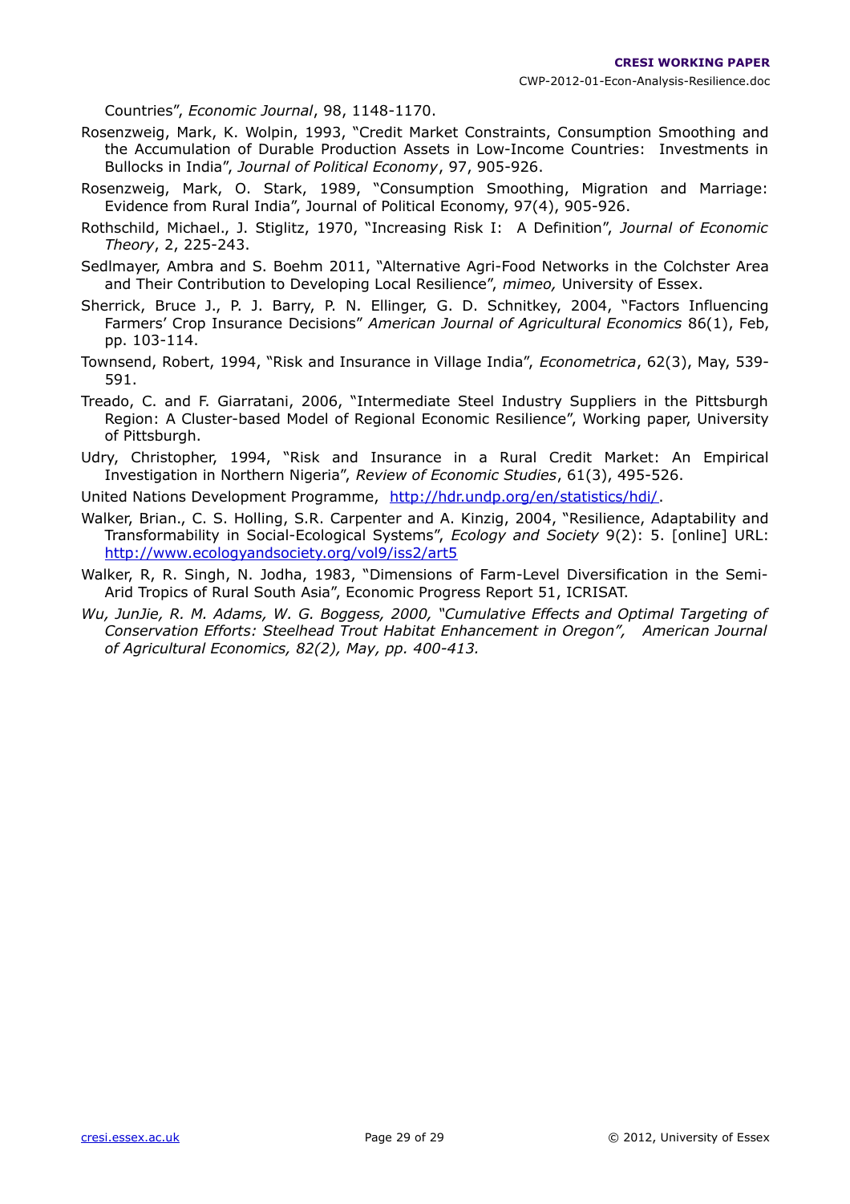Countries", *Economic Journal*, 98, 1148-1170.

Rosenzweig, Mark, K. Wolpin, 1993, "Credit Market Constraints, Consumption Smoothing and the Accumulation of Durable Production Assets in Low-Income Countries: Investments in Bullocks in India", *Journal of Political Economy*, 97, 905-926.

Rosenzweig, Mark, O. Stark, 1989, "Consumption Smoothing, Migration and Marriage: Evidence from Rural India", Journal of Political Economy, 97(4), 905-926.

Rothschild, Michael., J. Stiglitz, 1970, "Increasing Risk I: A Definition", *Journal of Economic Theory*, 2, 225-243.

Sedlmayer, Ambra and S. Boehm 2011, "Alternative Agri-Food Networks in the Colchster Area and Their Contribution to Developing Local Resilience", *mimeo,* University of Essex.

Sherrick, Bruce J., P. J. Barry, P. N. Ellinger, G. D. Schnitkey, 2004, "Factors Influencing Farmers' Crop Insurance Decisions" *American Journal of Agricultural Economics* 86(1), Feb, pp. 103-114.

Townsend, Robert, 1994, "Risk and Insurance in Village India", *Econometrica*, 62(3), May, 539-591.

Treado, C. and F. Giarratani, 2006, "Intermediate Steel Industry Suppliers in the Pittsburgh Region: A Cluster-based Model of Regional Economic Resilience", Working paper, University of Pittsburgh.

Udry, Christopher, 1994, "Risk and Insurance in a Rural Credit Market: An Empirical Investigation in Northern Nigeria", *Review of Economic Studies*, 61(3), 495-526.

United Nations Development Programme, http://hdr.undp.org/en/statistics/hdi/.

Walker, Brian., C. S. Holling, S.R. Carpenter and A. Kinzig, 2004, "Resilience, Adaptability and Transformability in Social-Ecological Systems", *Ecology and Society* 9(2): 5. [online] URL: http://www.ecologyandsociety.org/vol9/iss2/art5

Walker, R, R. Singh, N. Jodha, 1983, "Dimensions of Farm-Level Diversification in the Semi-Arid Tropics of Rural South Asia", Economic Progress Report 51, ICRISAT.

*Wu, JunJie, R. M. Adams, W. G. Boggess, 2000, "Cumulative Effects and Optimal Targeting of Conservation Efforts: Steelhead Trout Habitat Enhancement in Oregon", American Journal of Agricultural Economics, 82(2), May, pp. 400-413.*